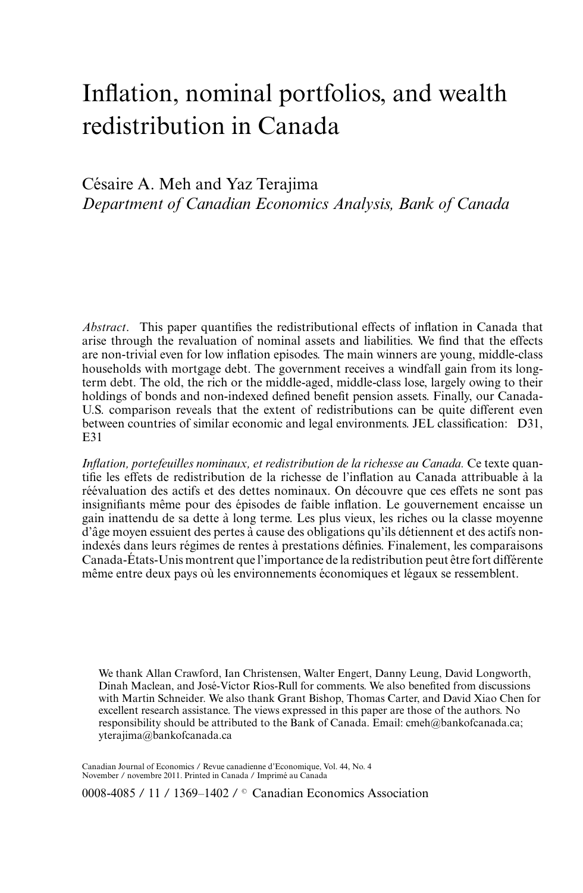# Inflation, nominal portfolios, and wealth redistribution in Canada

Césaire A. Meh and Yaz Terajima
*Department of Canadian Economics Analysis, Bank of Canada*

*Abstract*. This paper quantifies the redistributional effects of inflation in Canada that arise through the revaluation of nominal assets and liabilities. We find that the effects are non-trivial even for low inflation episodes. The main winners are young, middle-class households with mortgage debt. The government receives a windfall gain from its long-term debt. The old, the rich or the middle-aged, middle-class lose, largely owing to their holdings of bonds and non-indexed defined benefit pension assets. Finally, our Canada-U.S. comparison reveals that the extent of redistributions can be quite different even between countries of similar economic and legal environments. JEL classification: D31, E31

*Inflation, portefeuilles nominaux, et redistribution de la richesse au Canada.* Ce texte quantifie les effets de redistribution de la richesse de l'inflation au Canada attribuable à la réévaluation des actifs et des dettes nominaux. On découvre que ces effets ne sont pas insignifiants même pour des épisodes de faible inflation. Le gouvernement encaisse un gain inattendu de sa dette à long terme. Les plus vieux, les riches ou la classe moyenne d'âge moyen essuient des pertes à cause des obligations qu'ils détiennent et des actifs non-indexés dans leurs régimes de rentes à prestations définies. Finalement, les comparaisons Canada-États-Unis montrent que l'importance de la redistribution peut être fort différente même entre deux pays où les environnements économiques et légaux se ressemblent.

We thank Allan Crawford, Ian Christensen, Walter Engert, Danny Leung, David Longworth, Dinah Maclean, and José-Víctor Ríos-Rull for comments. We also benefited from discussions with Martin Schneider. We also thank Grant Bishop, Thomas Carter, and David Xiao Chen for excellent research assistance. The views expressed in this paper are those of the authors. No responsibility should be attributed to the Bank of Canada. Email: cmeh@bankofcanada.ca; yterajima@bankofcanada.ca

Canadian Journal of Economics / Revue canadienne d'Economique, Vol. 44, No. 4
November / novembre 2011. Printed in Canada / Imprimé au Canada

0008-4085 / 11 / 1369–1402 / © Canadian Economics Association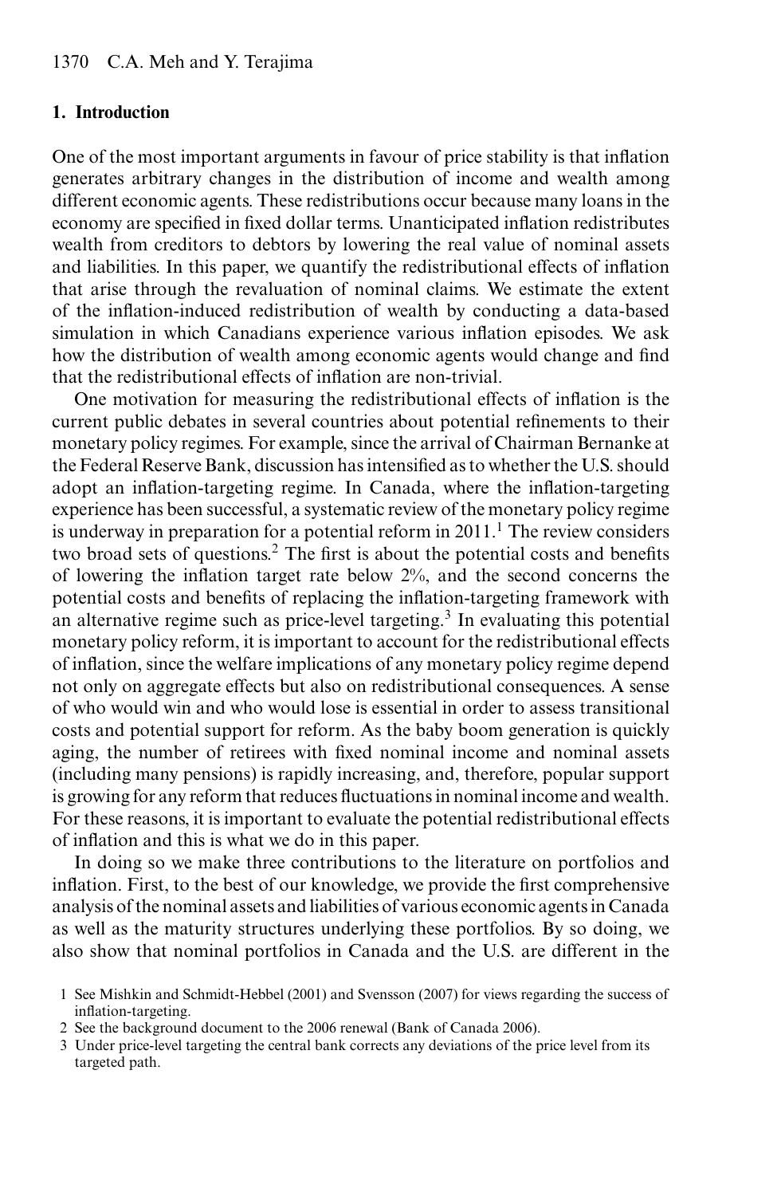## 1. Introduction

One of the most important arguments in favour of price stability is that inflation generates arbitrary changes in the distribution of income and wealth among different economic agents. These redistributions occur because many loans in the economy are specified in fixed dollar terms. Unanticipated inflation redistributes wealth from creditors to debtors by lowering the real value of nominal assets and liabilities. In this paper, we quantify the redistributional effects of inflation that arise through the revaluation of nominal claims. We estimate the extent of the inflation-induced redistribution of wealth by conducting a data-based simulation in which Canadians experience various inflation episodes. We ask how the distribution of wealth among economic agents would change and find that the redistributional effects of inflation are non-trivial.

One motivation for measuring the redistributional effects of inflation is the current public debates in several countries about potential refinements to their monetary policy regimes. For example, since the arrival of Chairman Bernanke at the Federal Reserve Bank, discussion has intensified as to whether the U.S. should adopt an inflation-targeting regime. In Canada, where the inflation-targeting experience has been successful, a systematic review of the monetary policy regime is underway in preparation for a potential reform in 2011.[1] The review considers two broad sets of questions.[2] The first is about the potential costs and benefits of lowering the inflation target rate below 2%, and the second concerns the potential costs and benefits of replacing the inflation-targeting framework with an alternative regime such as price-level targeting.[3] In evaluating this potential monetary policy reform, it is important to account for the redistributional effects of inflation, since the welfare implications of any monetary policy regime depend not only on aggregate effects but also on redistributional consequences. A sense of who would win and who would lose is essential in order to assess transitional costs and potential support for reform. As the baby boom generation is quickly aging, the number of retirees with fixed nominal income and nominal assets (including many pensions) is rapidly increasing, and, therefore, popular support is growing for any reform that reduces fluctuations in nominal income and wealth. For these reasons, it is important to evaluate the potential redistributional effects of inflation and this is what we do in this paper.

In doing so we make three contributions to the literature on portfolios and inflation. First, to the best of our knowledge, we provide the first comprehensive analysis of the nominal assets and liabilities of various economic agents in Canada as well as the maturity structures underlying these portfolios. By so doing, we also show that nominal portfolios in Canada and the U.S. are different in the

1 See Mishkin and Schmidt-Hebbel (2001) and Svensson (2007) for views regarding the success of inflation-targeting.

2 See the background document to the 2006 renewal (Bank of Canada 2006).

3 Under price-level targeting the central bank corrects any deviations of the price level from its targeted path.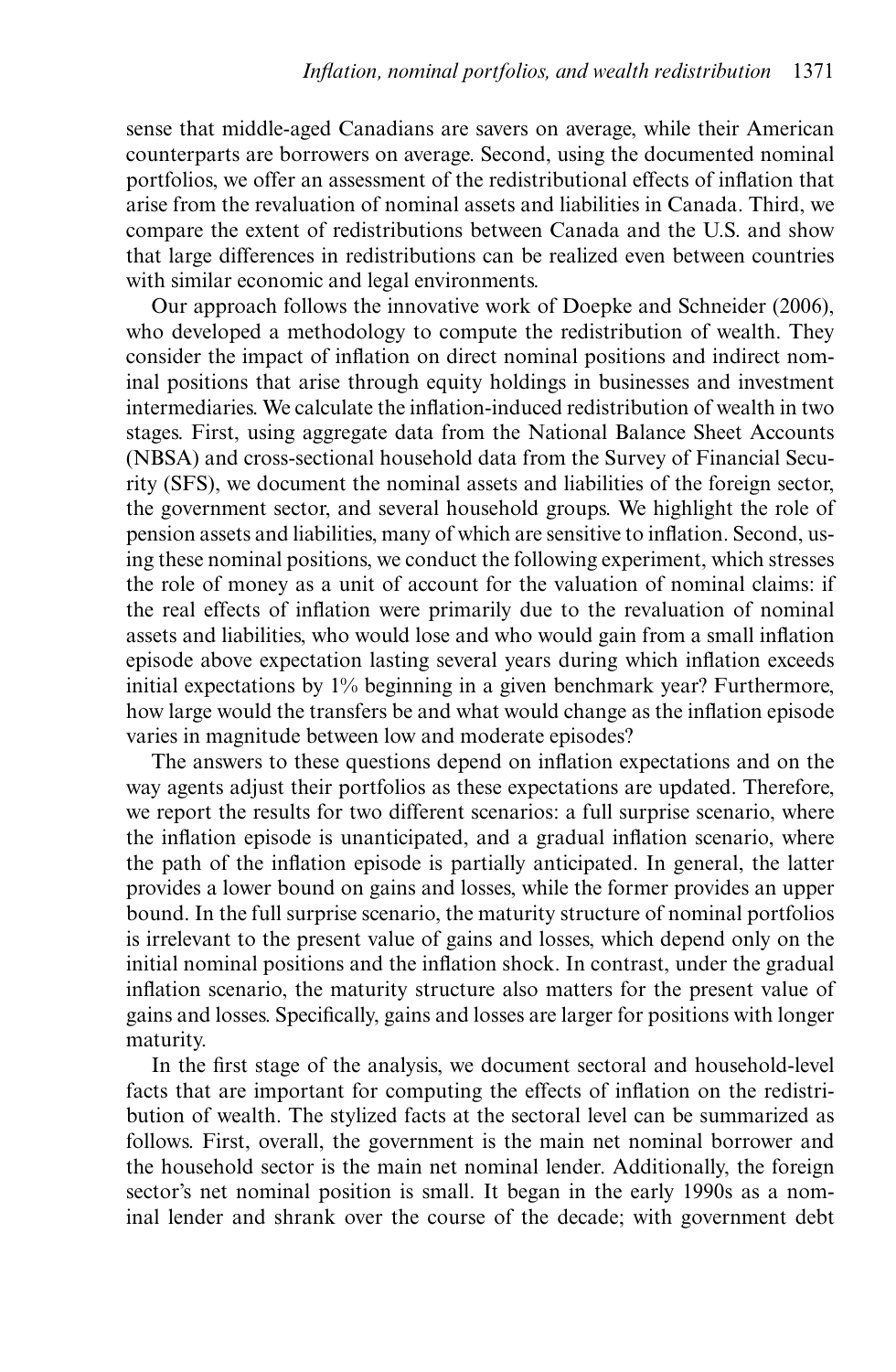sense that middle-aged Canadians are savers on average, while their American counterparts are borrowers on average. Second, using the documented nominal portfolios, we offer an assessment of the redistributional effects of inflation that arise from the revaluation of nominal assets and liabilities in Canada. Third, we compare the extent of redistributions between Canada and the U.S. and show that large differences in redistributions can be realized even between countries with similar economic and legal environments.

Our approach follows the innovative work of Doepke and Schneider (2006), who developed a methodology to compute the redistribution of wealth. They consider the impact of inflation on direct nominal positions and indirect nominal positions that arise through equity holdings in businesses and investment intermediaries. We calculate the inflation-induced redistribution of wealth in two stages. First, using aggregate data from the National Balance Sheet Accounts (NBSA) and cross-sectional household data from the Survey of Financial Security (SFS), we document the nominal assets and liabilities of the foreign sector, the government sector, and several household groups. We highlight the role of pension assets and liabilities, many of which are sensitive to inflation. Second, using these nominal positions, we conduct the following experiment, which stresses the role of money as a unit of account for the valuation of nominal claims: if the real effects of inflation were primarily due to the revaluation of nominal assets and liabilities, who would lose and who would gain from a small inflation episode above expectation lasting several years during which inflation exceeds initial expectations by 1% beginning in a given benchmark year? Furthermore, how large would the transfers be and what would change as the inflation episode varies in magnitude between low and moderate episodes?

The answers to these questions depend on inflation expectations and on the way agents adjust their portfolios as these expectations are updated. Therefore, we report the results for two different scenarios: a full surprise scenario, where the inflation episode is unanticipated, and a gradual inflation scenario, where the path of the inflation episode is partially anticipated. In general, the latter provides a lower bound on gains and losses, while the former provides an upper bound. In the full surprise scenario, the maturity structure of nominal portfolios is irrelevant to the present value of gains and losses, which depend only on the initial nominal positions and the inflation shock. In contrast, under the gradual inflation scenario, the maturity structure also matters for the present value of gains and losses. Specifically, gains and losses are larger for positions with longer maturity.

In the first stage of the analysis, we document sectoral and household-level facts that are important for computing the effects of inflation on the redistribution of wealth. The stylized facts at the sectoral level can be summarized as follows. First, overall, the government is the main net nominal borrower and the household sector is the main net nominal lender. Additionally, the foreign sector's net nominal position is small. It began in the early 1990s as a nominal lender and shrank over the course of the decade; with government debt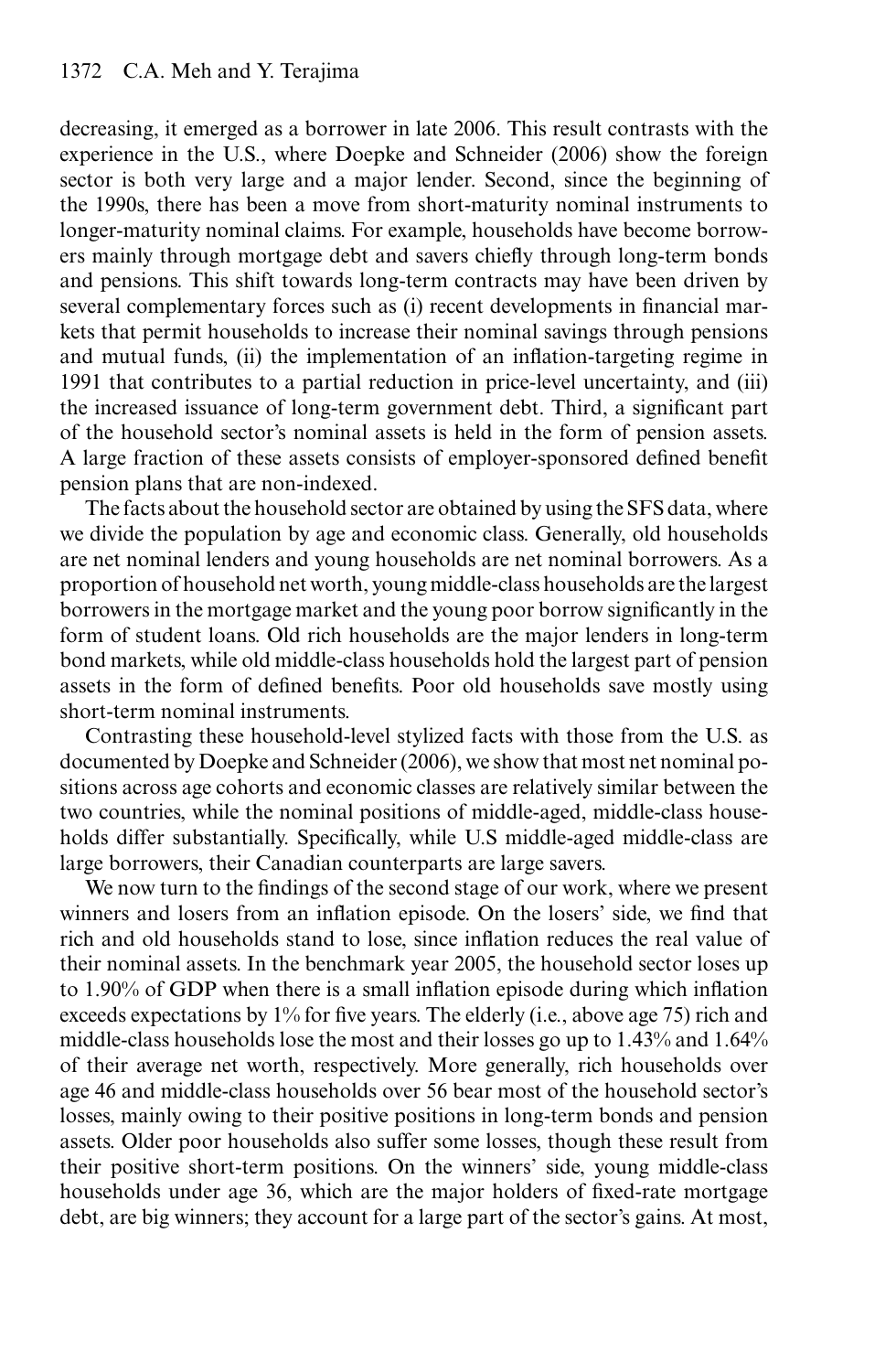decreasing, it emerged as a borrower in late 2006. This result contrasts with the experience in the U.S., where Doepke and Schneider (2006) show the foreign sector is both very large and a major lender. Second, since the beginning of the 1990s, there has been a move from short-maturity nominal instruments to longer-maturity nominal claims. For example, households have become borrowers mainly through mortgage debt and savers chiefly through long-term bonds and pensions. This shift towards long-term contracts may have been driven by several complementary forces such as (i) recent developments in financial markets that permit households to increase their nominal savings through pensions and mutual funds, (ii) the implementation of an inflation-targeting regime in 1991 that contributes to a partial reduction in price-level uncertainty, and (iii) the increased issuance of long-term government debt. Third, a significant part of the household sector's nominal assets is held in the form of pension assets. A large fraction of these assets consists of employer-sponsored defined benefit pension plans that are non-indexed.

The facts about the household sector are obtained by using the SFS data, where we divide the population by age and economic class. Generally, old households are net nominal lenders and young households are net nominal borrowers. As a proportion of household net worth, young middle-class households are the largest borrowers in the mortgage market and the young poor borrow significantly in the form of student loans. Old rich households are the major lenders in long-term bond markets, while old middle-class households hold the largest part of pension assets in the form of defined benefits. Poor old households save mostly using short-term nominal instruments.

Contrasting these household-level stylized facts with those from the U.S. as documented by Doepke and Schneider (2006), we show that most net nominal positions across age cohorts and economic classes are relatively similar between the two countries, while the nominal positions of middle-aged, middle-class households differ substantially. Specifically, while U.S middle-aged middle-class are large borrowers, their Canadian counterparts are large savers.

We now turn to the findings of the second stage of our work, where we present winners and losers from an inflation episode. On the losers' side, we find that rich and old households stand to lose, since inflation reduces the real value of their nominal assets. In the benchmark year 2005, the household sector loses up to 1.90% of GDP when there is a small inflation episode during which inflation exceeds expectations by 1% for five years. The elderly (i.e., above age 75) rich and middle-class households lose the most and their losses go up to 1.43% and 1.64% of their average net worth, respectively. More generally, rich households over age 46 and middle-class households over 56 bear most of the household sector's losses, mainly owing to their positive positions in long-term bonds and pension assets. Older poor households also suffer some losses, though these result from their positive short-term positions. On the winners' side, young middle-class households under age 36, which are the major holders of fixed-rate mortgage debt, are big winners; they account for a large part of the sector's gains. At most,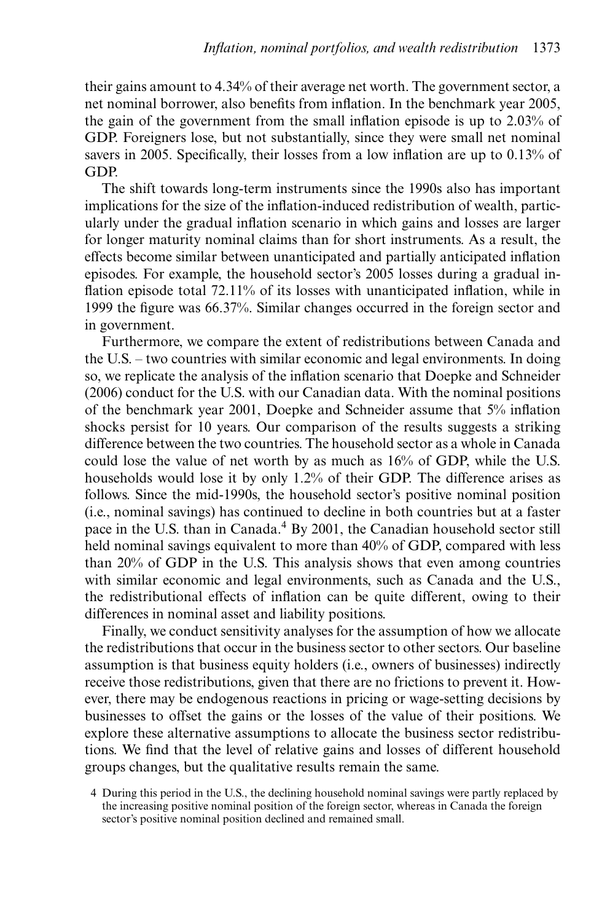their gains amount to 4.34% of their average net worth. The government sector, a net nominal borrower, also benefits from inflation. In the benchmark year 2005, the gain of the government from the small inflation episode is up to 2.03% of GDP. Foreigners lose, but not substantially, since they were small net nominal savers in 2005. Specifically, their losses from a low inflation are up to 0.13% of GDP.

The shift towards long-term instruments since the 1990s also has important implications for the size of the inflation-induced redistribution of wealth, particularly under the gradual inflation scenario in which gains and losses are larger for longer maturity nominal claims than for short instruments. As a result, the effects become similar between unanticipated and partially anticipated inflation episodes. For example, the household sector's 2005 losses during a gradual inflation episode total 72.11% of its losses with unanticipated inflation, while in 1999 the figure was 66.37%. Similar changes occurred in the foreign sector and in government.

Furthermore, we compare the extent of redistributions between Canada and the U.S. – two countries with similar economic and legal environments. In doing so, we replicate the analysis of the inflation scenario that Doepke and Schneider (2006) conduct for the U.S. with our Canadian data. With the nominal positions of the benchmark year 2001, Doepke and Schneider assume that 5% inflation shocks persist for 10 years. Our comparison of the results suggests a striking difference between the two countries. The household sector as a whole in Canada could lose the value of net worth by as much as 16% of GDP, while the U.S. households would lose it by only 1.2% of their GDP. The difference arises as follows. Since the mid-1990s, the household sector's positive nominal position (i.e., nominal savings) has continued to decline in both countries but at a faster pace in the U.S. than in Canada.[4] By 2001, the Canadian household sector still held nominal savings equivalent to more than 40% of GDP, compared with less than 20% of GDP in the U.S. This analysis shows that even among countries with similar economic and legal environments, such as Canada and the U.S., the redistributional effects of inflation can be quite different, owing to their differences in nominal asset and liability positions.

Finally, we conduct sensitivity analyses for the assumption of how we allocate the redistributions that occur in the business sector to other sectors. Our baseline assumption is that business equity holders (i.e., owners of businesses) indirectly receive those redistributions, given that there are no frictions to prevent it. However, there may be endogenous reactions in pricing or wage-setting decisions by businesses to offset the gains or the losses of the value of their positions. We explore these alternative assumptions to allocate the business sector redistributions. We find that the level of relative gains and losses of different household groups changes, but the qualitative results remain the same.

4 During this period in the U.S., the declining household nominal savings were partly replaced by the increasing positive nominal position of the foreign sector, whereas in Canada the foreign sector's positive nominal position declined and remained small.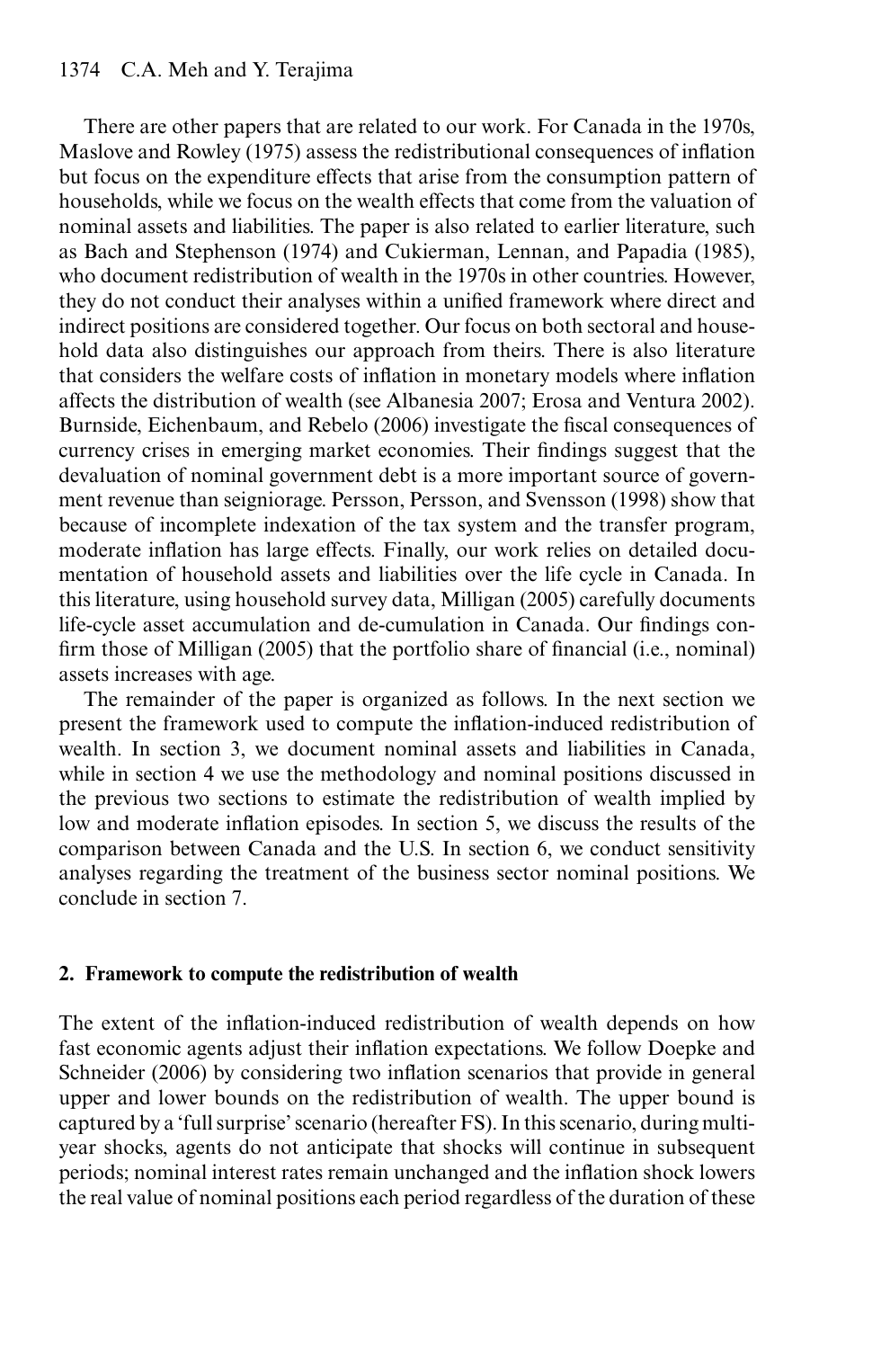There are other papers that are related to our work. For Canada in the 1970s, Maslove and Rowley (1975) assess the redistributional consequences of inflation but focus on the expenditure effects that arise from the consumption pattern of households, while we focus on the wealth effects that come from the valuation of nominal assets and liabilities. The paper is also related to earlier literature, such as Bach and Stephenson (1974) and Cukierman, Lennan, and Papadia (1985), who document redistribution of wealth in the 1970s in other countries. However, they do not conduct their analyses within a unified framework where direct and indirect positions are considered together. Our focus on both sectoral and household data also distinguishes our approach from theirs. There is also literature that considers the welfare costs of inflation in monetary models where inflation affects the distribution of wealth (see Albanesia 2007; Erosa and Ventura 2002). Burnside, Eichenbaum, and Rebelo (2006) investigate the fiscal consequences of currency crises in emerging market economies. Their findings suggest that the devaluation of nominal government debt is a more important source of government revenue than seigniorage. Persson, Persson, and Svensson (1998) show that because of incomplete indexation of the tax system and the transfer program, moderate inflation has large effects. Finally, our work relies on detailed documentation of household assets and liabilities over the life cycle in Canada. In this literature, using household survey data, Milligan (2005) carefully documents life-cycle asset accumulation and de-cumulation in Canada. Our findings confirm those of Milligan (2005) that the portfolio share of financial (i.e., nominal) assets increases with age.

The remainder of the paper is organized as follows. In the next section we present the framework used to compute the inflation-induced redistribution of wealth. In section 3, we document nominal assets and liabilities in Canada, while in section 4 we use the methodology and nominal positions discussed in the previous two sections to estimate the redistribution of wealth implied by low and moderate inflation episodes. In section 5, we discuss the results of the comparison between Canada and the U.S. In section 6, we conduct sensitivity analyses regarding the treatment of the business sector nominal positions. We conclude in section 7.

## 2. Framework to compute the redistribution of wealth

The extent of the inflation-induced redistribution of wealth depends on how fast economic agents adjust their inflation expectations. We follow Doepke and Schneider (2006) by considering two inflation scenarios that provide in general upper and lower bounds on the redistribution of wealth. The upper bound is captured by a 'full surprise' scenario (hereafter FS). In this scenario, during multi-year shocks, agents do not anticipate that shocks will continue in subsequent periods; nominal interest rates remain unchanged and the inflation shock lowers the real value of nominal positions each period regardless of the duration of these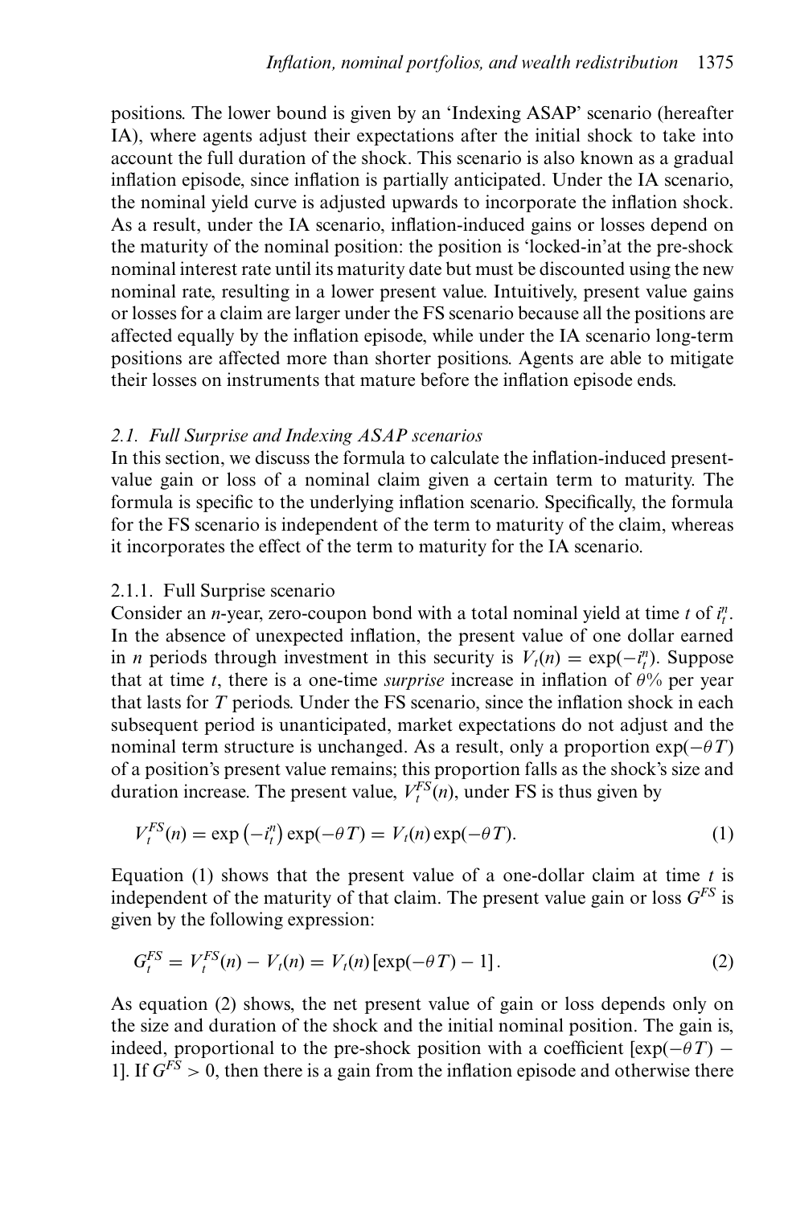positions. The lower bound is given by an 'Indexing ASAP' scenario (hereafter IA), where agents adjust their expectations after the initial shock to take into account the full duration of the shock. This scenario is also known as a gradual inflation episode, since inflation is partially anticipated. Under the IA scenario, the nominal yield curve is adjusted upwards to incorporate the inflation shock. As a result, under the IA scenario, inflation-induced gains or losses depend on the maturity of the nominal position: the position is 'locked-in'at the pre-shock nominal interest rate until its maturity date but must be discounted using the new nominal rate, resulting in a lower present value. Intuitively, present value gains or losses for a claim are larger under the FS scenario because all the positions are affected equally by the inflation episode, while under the IA scenario long-term positions are affected more than shorter positions. Agents are able to mitigate their losses on instruments that mature before the inflation episode ends.

### *2.1. Full Surprise and Indexing ASAP scenarios*

In this section, we discuss the formula to calculate the inflation-induced present-value gain or loss of a nominal claim given a certain term to maturity. The formula is specific to the underlying inflation scenario. Specifically, the formula for the FS scenario is independent of the term to maturity of the claim, whereas it incorporates the effect of the term to maturity for the IA scenario.

#### 2.1.1. Full Surprise scenario

Consider an $n$-year, zero-coupon bond with a total nominal yield at time $t$ of $i_t^n$. In the absence of unexpected inflation, the present value of one dollar earned in $n$ periods through investment in this security is $V_t(n) = \exp(-i_t^n)$. Suppose that at time $t$, there is a one-time *surprise* increase in inflation of $\theta$% per year that lasts for $T$ periods. Under the FS scenario, since the inflation shock in each subsequent period is unanticipated, market expectations do not adjust and the nominal term structure is unchanged. As a result, only a proportion $\exp(-\theta T)$ of a position's present value remains; this proportion falls as the shock's size and duration increase. The present value, $V_t^{FS}(n)$, under FS is thus given by

$$V_t^{FS}(n) = \exp\left(-i_t^n\right)\exp(-\theta T) = V_t(n)\exp(-\theta T). \tag{1}$$

Equation (1) shows that the present value of a one-dollar claim at time $t$ is independent of the maturity of that claim. The present value gain or loss $G^{FS}$ is given by the following expression:

$$G_t^{FS} = V_t^{FS}(n) - V_t(n) = V_t(n)\left[\exp(-\theta T) - 1\right]. \tag{2}$$

As equation (2) shows, the net present value of gain or loss depends only on the size and duration of the shock and the initial nominal position. The gain is, indeed, proportional to the pre-shock position with a coefficient $[\exp(-\theta T) - 1]$. If $G^{FS} > 0$, then there is a gain from the inflation episode and otherwise there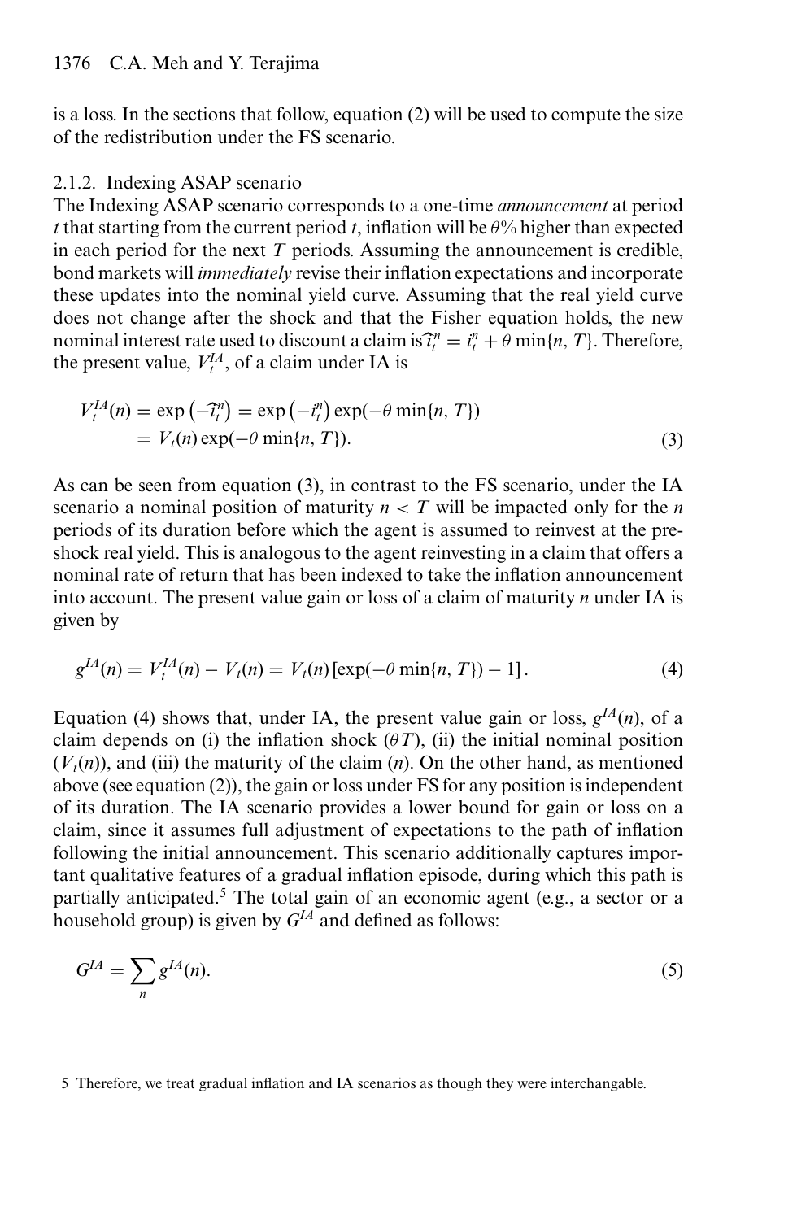is a loss. In the sections that follow, equation (2) will be used to compute the size of the redistribution under the FS scenario.

### 2.1.2. Indexing ASAP scenario

The Indexing ASAP scenario corresponds to a one-time *announcement* at period $t$ that starting from the current period $t$, inflation will be $\theta$% higher than expected in each period for the next $T$ periods. Assuming the announcement is credible, bond markets will *immediately* revise their inflation expectations and incorporate these updates into the nominal yield curve. Assuming that the real yield curve does not change after the shock and that the Fisher equation holds, the new nominal interest rate used to discount a claim is $\widehat{\imath}_t^n = i_t^n + \theta \min\{n, T\}$. Therefore, the present value, $V_t^{IA}$, of a claim under IA is

$$V_t^{IA}(n) = \exp\left(-\widehat{\imath}_t^n\right) = \exp\left(-i_t^n\right)\exp(-\theta \min\{n, T\}) \\ = V_t(n)\exp(-\theta \min\{n, T\}). \tag{3}$$

As can be seen from equation (3), in contrast to the FS scenario, under the IA scenario a nominal position of maturity $n < T$ will be impacted only for the $n$ periods of its duration before which the agent is assumed to reinvest at the pre-shock real yield. This is analogous to the agent reinvesting in a claim that offers a nominal rate of return that has been indexed to take the inflation announcement into account. The present value gain or loss of a claim of maturity $n$ under IA is given by

$$g^{IA}(n) = V_t^{IA}(n) - V_t(n) = V_t(n)\left[\exp(-\theta \min\{n, T\}) - 1\right]. \tag{4}$$

Equation (4) shows that, under IA, the present value gain or loss, $g^{IA}(n)$, of a claim depends on (i) the inflation shock ($\theta T$), (ii) the initial nominal position ($V_t(n)$), and (iii) the maturity of the claim ($n$). On the other hand, as mentioned above (see equation (2)), the gain or loss under FS for any position is independent of its duration. The IA scenario provides a lower bound for gain or loss on a claim, since it assumes full adjustment of expectations to the path of inflation following the initial announcement. This scenario additionally captures important qualitative features of a gradual inflation episode, during which this path is partially anticipated.[5] The total gain of an economic agent (e.g., a sector or a household group) is given by $G^{IA}$ and defined as follows:

$$G^{IA} = \sum_n g^{IA}(n). \tag{5}$$

[5] Therefore, we treat gradual inflation and IA scenarios as though they were interchangable.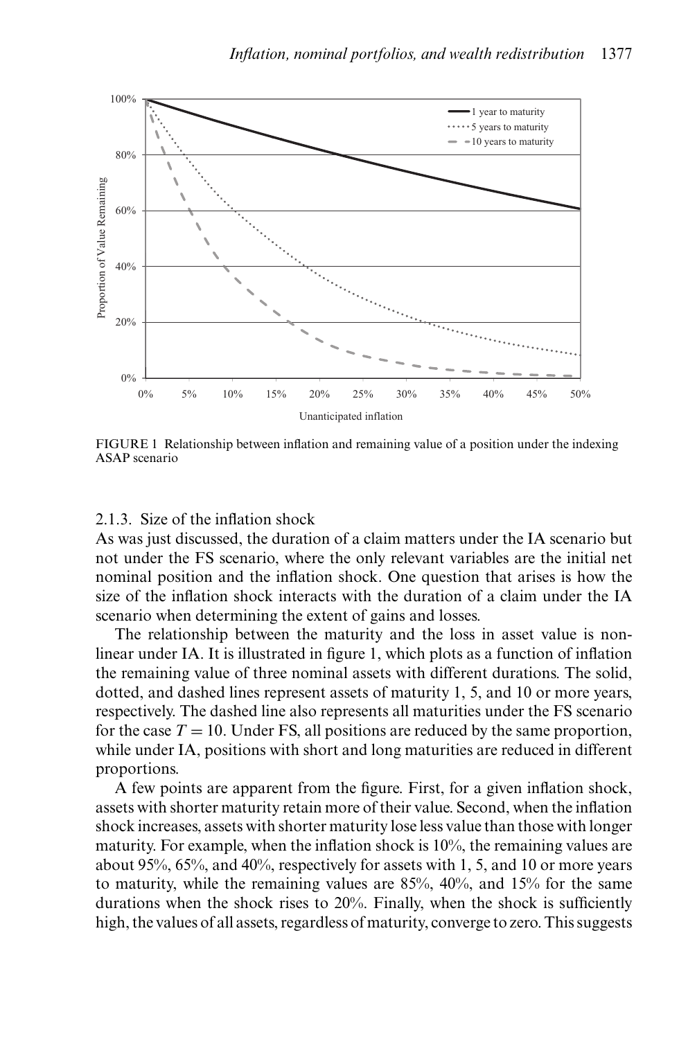FIGURE 1 Relationship between inflation and remaining value of a position under the indexing ASAP scenario

### 2.1.3. Size of the inflation shock

As was just discussed, the duration of a claim matters under the IA scenario but not under the FS scenario, where the only relevant variables are the initial net nominal position and the inflation shock. One question that arises is how the size of the inflation shock interacts with the duration of a claim under the IA scenario when determining the extent of gains and losses.

The relationship between the maturity and the loss in asset value is non-linear under IA. It is illustrated in figure 1, which plots as a function of inflation the remaining value of three nominal assets with different durations. The solid, dotted, and dashed lines represent assets of maturity 1, 5, and 10 or more years, respectively. The dashed line also represents all maturities under the FS scenario for the case $T = 10$. Under FS, all positions are reduced by the same proportion, while under IA, positions with short and long maturities are reduced in different proportions.

A few points are apparent from the figure. First, for a given inflation shock, assets with shorter maturity retain more of their value. Second, when the inflation shock increases, assets with shorter maturity lose less value than those with longer maturity. For example, when the inflation shock is 10%, the remaining values are about 95%, 65%, and 40%, respectively for assets with 1, 5, and 10 or more years to maturity, while the remaining values are 85%, 40%, and 15% for the same durations when the shock rises to 20%. Finally, when the shock is sufficiently high, the values of all assets, regardless of maturity, converge to zero. This suggests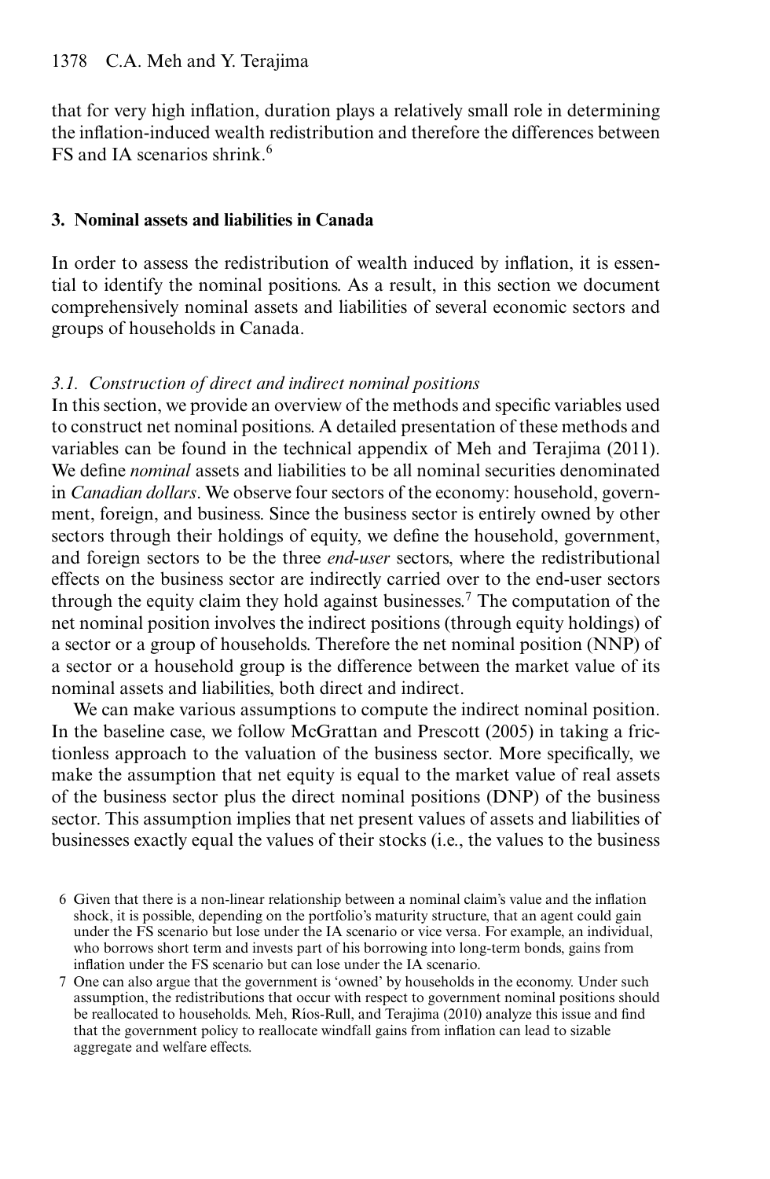that for very high inflation, duration plays a relatively small role in determining the inflation-induced wealth redistribution and therefore the differences between FS and IA scenarios shrink.[6]

## 3. Nominal assets and liabilities in Canada

In order to assess the redistribution of wealth induced by inflation, it is essential to identify the nominal positions. As a result, in this section we document comprehensively nominal assets and liabilities of several economic sectors and groups of households in Canada.

### *3.1. Construction of direct and indirect nominal positions*

In this section, we provide an overview of the methods and specific variables used to construct net nominal positions. A detailed presentation of these methods and variables can be found in the technical appendix of Meh and Terajima (2011). We define *nominal* assets and liabilities to be all nominal securities denominated in *Canadian dollars*. We observe four sectors of the economy: household, government, foreign, and business. Since the business sector is entirely owned by other sectors through their holdings of equity, we define the household, government, and foreign sectors to be the three *end-user* sectors, where the redistributional effects on the business sector are indirectly carried over to the end-user sectors through the equity claim they hold against businesses.[7] The computation of the net nominal position involves the indirect positions (through equity holdings) of a sector or a group of households. Therefore the net nominal position (NNP) of a sector or a household group is the difference between the market value of its nominal assets and liabilities, both direct and indirect.

We can make various assumptions to compute the indirect nominal position. In the baseline case, we follow McGrattan and Prescott (2005) in taking a frictionless approach to the valuation of the business sector. More specifically, we make the assumption that net equity is equal to the market value of real assets of the business sector plus the direct nominal positions (DNP) of the business sector. This assumption implies that net present values of assets and liabilities of businesses exactly equal the values of their stocks (i.e., the values to the business

6 Given that there is a non-linear relationship between a nominal claim's value and the inflation shock, it is possible, depending on the portfolio's maturity structure, that an agent could gain under the FS scenario but lose under the IA scenario or vice versa. For example, an individual, who borrows short term and invests part of his borrowing into long-term bonds, gains from inflation under the FS scenario but can lose under the IA scenario.

7 One can also argue that the government is 'owned' by households in the economy. Under such assumption, the redistributions that occur with respect to government nominal positions should be reallocated to households. Meh, Ríos-Rull, and Terajima (2010) analyze this issue and find that the government policy to reallocate windfall gains from inflation can lead to sizable aggregate and welfare effects.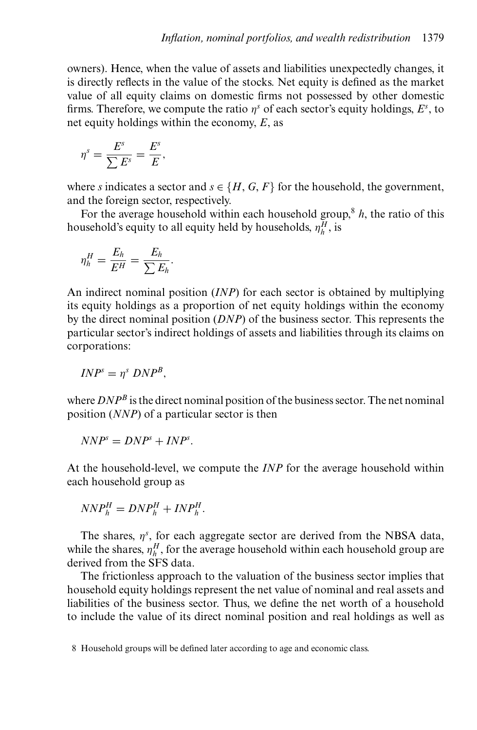owners). Hence, when the value of assets and liabilities unexpectedly changes, it is directly reflects in the value of the stocks. Net equity is defined as the market value of all equity claims on domestic firms not possessed by other domestic firms. Therefore, we compute the ratio $\eta^s$ of each sector's equity holdings, $E^s$, to net equity holdings within the economy, $E$, as

$$\eta^s = \frac{E^s}{\sum E^s} = \frac{E^s}{E},$$

where $s$ indicates a sector and $s \in \{H, G, F\}$ for the household, the government, and the foreign sector, respectively.

For the average household within each household group,[8] $h$, the ratio of this household's equity to all equity held by households, $\eta_h^H$, is

$$\eta_h^H = \frac{E_h}{E^H} = \frac{E_h}{\sum E_h}.$$

An indirect nominal position (*INP*) for each sector is obtained by multiplying its equity holdings as a proportion of net equity holdings within the economy by the direct nominal position (*DNP*) of the business sector. This represents the particular sector's indirect holdings of assets and liabilities through its claims on corporations:

$$INP^s = \eta^s \, DNP^B,$$

where $DNP^B$ is the direct nominal position of the business sector. The net nominal position (*NNP*) of a particular sector is then

$$NNP^s = DNP^s + INP^s.$$

At the household-level, we compute the *INP* for the average household within each household group as

$$NNP_h^H = DNP_h^H + INP_h^H.$$

The shares, $\eta^s$, for each aggregate sector are derived from the NBSA data, while the shares, $\eta_h^H$, for the average household within each household group are derived from the SFS data.

The frictionless approach to the valuation of the business sector implies that household equity holdings represent the net value of nominal and real assets and liabilities of the business sector. Thus, we define the net worth of a household to include the value of its direct nominal position and real holdings as well as

8 Household groups will be defined later according to age and economic class.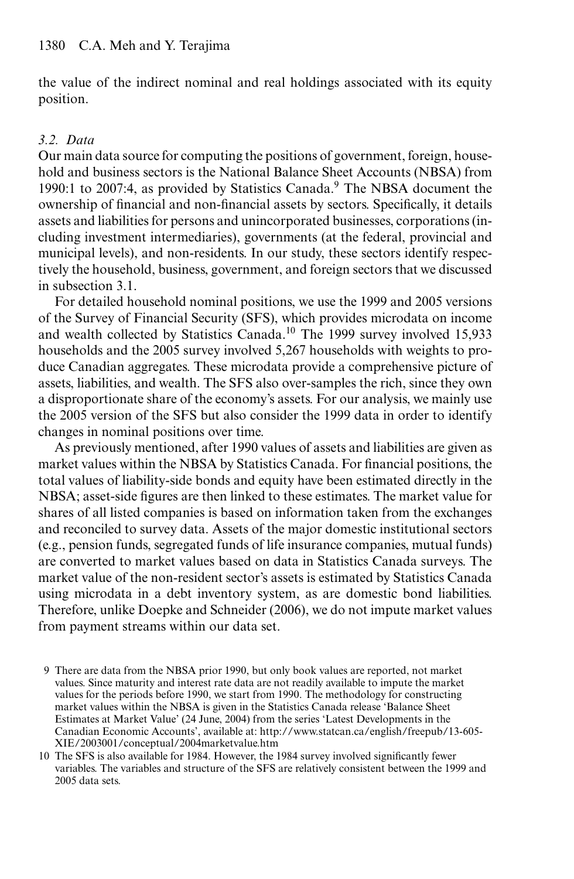the value of the indirect nominal and real holdings associated with its equity position.

### *3.2. Data*

Our main data source for computing the positions of government, foreign, household and business sectors is the National Balance Sheet Accounts (NBSA) from 1990:1 to 2007:4, as provided by Statistics Canada.[9] The NBSA document the ownership of financial and non-financial assets by sectors. Specifically, it details assets and liabilities for persons and unincorporated businesses, corporations (including investment intermediaries), governments (at the federal, provincial and municipal levels), and non-residents. In our study, these sectors identify respectively the household, business, government, and foreign sectors that we discussed in subsection 3.1.

For detailed household nominal positions, we use the 1999 and 2005 versions of the Survey of Financial Security (SFS), which provides microdata on income and wealth collected by Statistics Canada.[10] The 1999 survey involved 15,933 households and the 2005 survey involved 5,267 households with weights to produce Canadian aggregates. These microdata provide a comprehensive picture of assets, liabilities, and wealth. The SFS also over-samples the rich, since they own a disproportionate share of the economy's assets. For our analysis, we mainly use the 2005 version of the SFS but also consider the 1999 data in order to identify changes in nominal positions over time.

As previously mentioned, after 1990 values of assets and liabilities are given as market values within the NBSA by Statistics Canada. For financial positions, the total values of liability-side bonds and equity have been estimated directly in the NBSA; asset-side figures are then linked to these estimates. The market value for shares of all listed companies is based on information taken from the exchanges and reconciled to survey data. Assets of the major domestic institutional sectors (e.g., pension funds, segregated funds of life insurance companies, mutual funds) are converted to market values based on data in Statistics Canada surveys. The market value of the non-resident sector's assets is estimated by Statistics Canada using microdata in a debt inventory system, as are domestic bond liabilities. Therefore, unlike Doepke and Schneider (2006), we do not impute market values from payment streams within our data set.

9 There are data from the NBSA prior 1990, but only book values are reported, not market values. Since maturity and interest rate data are not readily available to impute the market values for the periods before 1990, we start from 1990. The methodology for constructing market values within the NBSA is given in the Statistics Canada release 'Balance Sheet Estimates at Market Value' (24 June, 2004) from the series 'Latest Developments in the Canadian Economic Accounts', available at: http://www.statcan.ca/english/freepub/13-605-XIE/2003001/conceptual/2004marketvalue.htm

10 The SFS is also available for 1984. However, the 1984 survey involved significantly fewer variables. The variables and structure of the SFS are relatively consistent between the 1999 and 2005 data sets.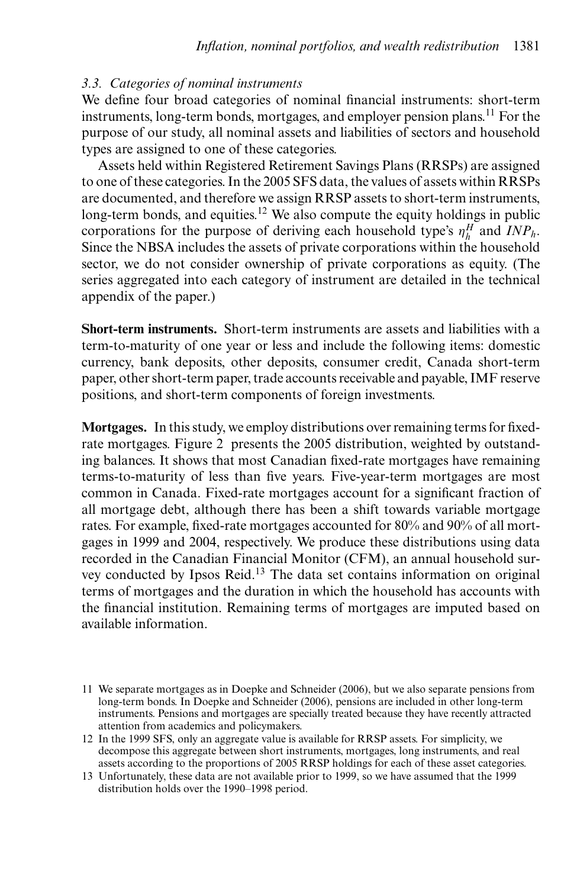### 3.3. Categories of nominal instruments

We define four broad categories of nominal financial instruments: short-term instruments, long-term bonds, mortgages, and employer pension plans.[11] For the purpose of our study, all nominal assets and liabilities of sectors and household types are assigned to one of these categories.

Assets held within Registered Retirement Savings Plans (RRSPs) are assigned to one of these categories. In the 2005 SFS data, the values of assets within RRSPs are documented, and therefore we assign RRSP assets to short-term instruments, long-term bonds, and equities.[12] We also compute the equity holdings in public corporations for the purpose of deriving each household type's $\eta_h^H$ and $INP_h$. Since the NBSA includes the assets of private corporations within the household sector, we do not consider ownership of private corporations as equity. (The series aggregated into each category of instrument are detailed in the technical appendix of the paper.)

**Short-term instruments.** Short-term instruments are assets and liabilities with a term-to-maturity of one year or less and include the following items: domestic currency, bank deposits, other deposits, consumer credit, Canada short-term paper, other short-term paper, trade accounts receivable and payable, IMF reserve positions, and short-term components of foreign investments.

**Mortgages.** In this study, we employ distributions over remaining terms for fixed-rate mortgages. Figure 2 presents the 2005 distribution, weighted by outstanding balances. It shows that most Canadian fixed-rate mortgages have remaining terms-to-maturity of less than five years. Five-year-term mortgages are most common in Canada. Fixed-rate mortgages account for a significant fraction of all mortgage debt, although there has been a shift towards variable mortgage rates. For example, fixed-rate mortgages accounted for 80% and 90% of all mortgages in 1999 and 2004, respectively. We produce these distributions using data recorded in the Canadian Financial Monitor (CFM), an annual household survey conducted by Ipsos Reid.[13] The data set contains information on original terms of mortgages and the duration in which the household has accounts with the financial institution. Remaining terms of mortgages are imputed based on available information.

11 We separate mortgages as in Doepke and Schneider (2006), but we also separate pensions from long-term bonds. In Doepke and Schneider (2006), pensions are included in other long-term instruments. Pensions and mortgages are specially treated because they have recently attracted attention from academics and policymakers.

12 In the 1999 SFS, only an aggregate value is available for RRSP assets. For simplicity, we decompose this aggregate between short instruments, mortgages, long instruments, and real assets according to the proportions of 2005 RRSP holdings for each of these asset categories.

13 Unfortunately, these data are not available prior to 1999, so we have assumed that the 1999 distribution holds over the 1990–1998 period.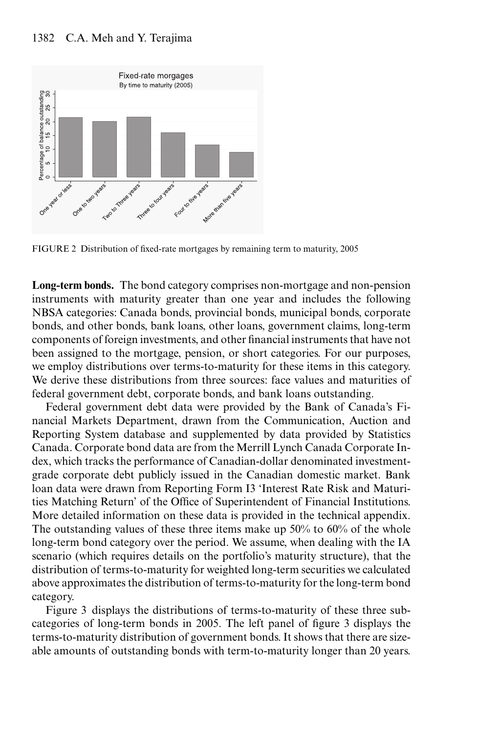FIGURE 2 Distribution of fixed-rate mortgages by remaining term to maturity, 2005

**Long-term bonds.** The bond category comprises non-mortgage and non-pension instruments with maturity greater than one year and includes the following NBSA categories: Canada bonds, provincial bonds, municipal bonds, corporate bonds, and other bonds, bank loans, other loans, government claims, long-term components of foreign investments, and other financial instruments that have not been assigned to the mortgage, pension, or short categories. For our purposes, we employ distributions over terms-to-maturity for these items in this category. We derive these distributions from three sources: face values and maturities of federal government debt, corporate bonds, and bank loans outstanding.

Federal government debt data were provided by the Bank of Canada's Financial Markets Department, drawn from the Communication, Auction and Reporting System database and supplemented by data provided by Statistics Canada. Corporate bond data are from the Merrill Lynch Canada Corporate Index, which tracks the performance of Canadian-dollar denominated investment-grade corporate debt publicly issued in the Canadian domestic market. Bank loan data were drawn from Reporting Form I3 'Interest Rate Risk and Maturities Matching Return' of the Office of Superintendent of Financial Institutions. More detailed information on these data is provided in the technical appendix. The outstanding values of these three items make up 50% to 60% of the whole long-term bond category over the period. We assume, when dealing with the IA scenario (which requires details on the portfolio's maturity structure), that the distribution of terms-to-maturity for weighted long-term securities we calculated above approximates the distribution of terms-to-maturity for the long-term bond category.

Figure 3 displays the distributions of terms-to-maturity of these three subcategories of long-term bonds in 2005. The left panel of figure 3 displays the terms-to-maturity distribution of government bonds. It shows that there are sizeable amounts of outstanding bonds with term-to-maturity longer than 20 years.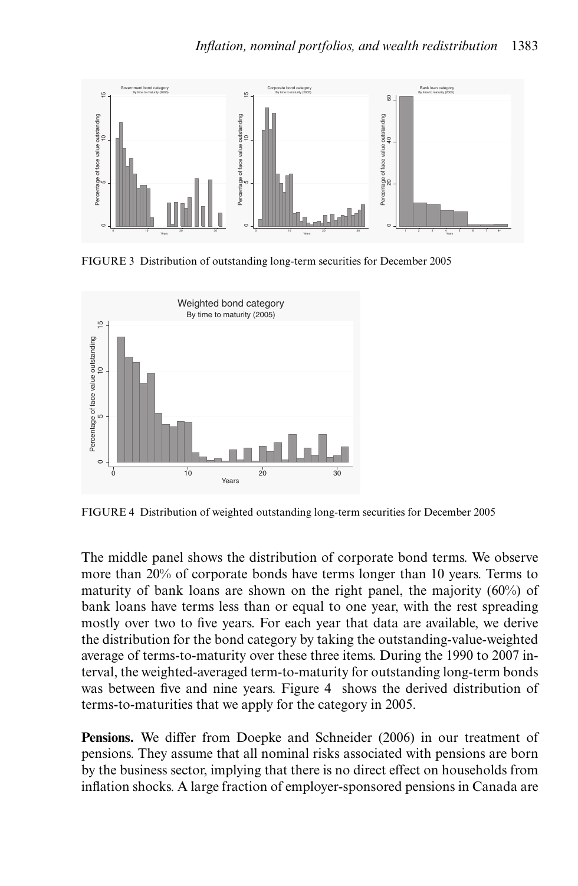FIGURE 3 Distribution of outstanding long-term securities for December 2005

FIGURE 4 Distribution of weighted outstanding long-term securities for December 2005

The middle panel shows the distribution of corporate bond terms. We observe more than 20% of corporate bonds have terms longer than 10 years. Terms to maturity of bank loans are shown on the right panel, the majority (60%) of bank loans have terms less than or equal to one year, with the rest spreading mostly over two to five years. For each year that data are available, we derive the distribution for the bond category by taking the outstanding-value-weighted average of terms-to-maturity over these three items. During the 1990 to 2007 interval, the weighted-averaged term-to-maturity for outstanding long-term bonds was between five and nine years. Figure 4 shows the derived distribution of terms-to-maturities that we apply for the category in 2005.

**Pensions.** We differ from Doepke and Schneider (2006) in our treatment of pensions. They assume that all nominal risks associated with pensions are born by the business sector, implying that there is no direct effect on households from inflation shocks. A large fraction of employer-sponsored pensions in Canada are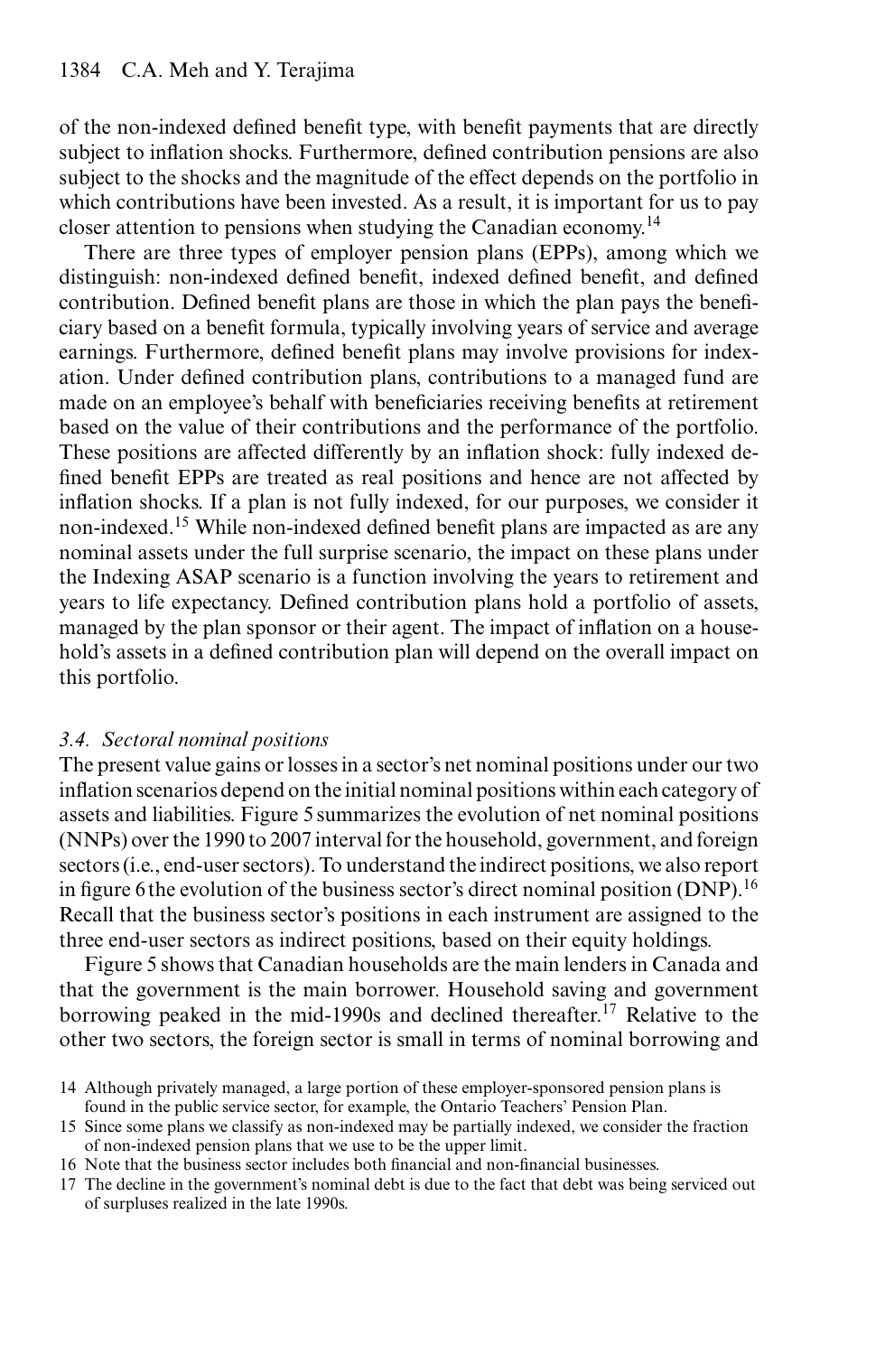of the non-indexed defined benefit type, with benefit payments that are directly subject to inflation shocks. Furthermore, defined contribution pensions are also subject to the shocks and the magnitude of the effect depends on the portfolio in which contributions have been invested. As a result, it is important for us to pay closer attention to pensions when studying the Canadian economy.[14]

There are three types of employer pension plans (EPPs), among which we distinguish: non-indexed defined benefit, indexed defined benefit, and defined contribution. Defined benefit plans are those in which the plan pays the beneficiary based on a benefit formula, typically involving years of service and average earnings. Furthermore, defined benefit plans may involve provisions for indexation. Under defined contribution plans, contributions to a managed fund are made on an employee's behalf with beneficiaries receiving benefits at retirement based on the value of their contributions and the performance of the portfolio. These positions are affected differently by an inflation shock: fully indexed defined benefit EPPs are treated as real positions and hence are not affected by inflation shocks. If a plan is not fully indexed, for our purposes, we consider it non-indexed.[15] While non-indexed defined benefit plans are impacted as are any nominal assets under the full surprise scenario, the impact on these plans under the Indexing ASAP scenario is a function involving the years to retirement and years to life expectancy. Defined contribution plans hold a portfolio of assets, managed by the plan sponsor or their agent. The impact of inflation on a household's assets in a defined contribution plan will depend on the overall impact on this portfolio.

### 3.4. *Sectoral nominal positions*

The present value gains or losses in a sector's net nominal positions under our two inflation scenarios depend on the initial nominal positions within each category of assets and liabilities. Figure 5 summarizes the evolution of net nominal positions (NNPs) over the 1990 to 2007 interval for the household, government, and foreign sectors (i.e., end-user sectors). To understand the indirect positions, we also report in figure 6 the evolution of the business sector's direct nominal position (DNP).[16] Recall that the business sector's positions in each instrument are assigned to the three end-user sectors as indirect positions, based on their equity holdings.

Figure 5 shows that Canadian households are the main lenders in Canada and that the government is the main borrower. Household saving and government borrowing peaked in the mid-1990s and declined thereafter.[17] Relative to the other two sectors, the foreign sector is small in terms of nominal borrowing and

---

14 Although privately managed, a large portion of these employer-sponsored pension plans is found in the public service sector, for example, the Ontario Teachers' Pension Plan.

15 Since some plans we classify as non-indexed may be partially indexed, we consider the fraction of non-indexed pension plans that we use to be the upper limit.

16 Note that the business sector includes both financial and non-financial businesses.

17 The decline in the government's nominal debt is due to the fact that debt was being serviced out of surpluses realized in the late 1990s.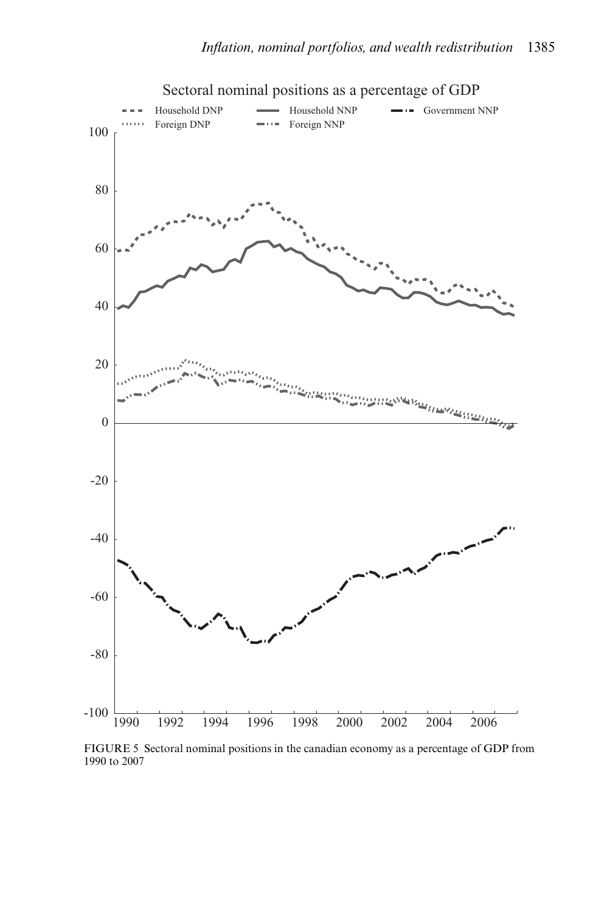FIGURE 5 Sectoral nominal positions in the canadian economy as a percentage of GDP from 1990 to 2007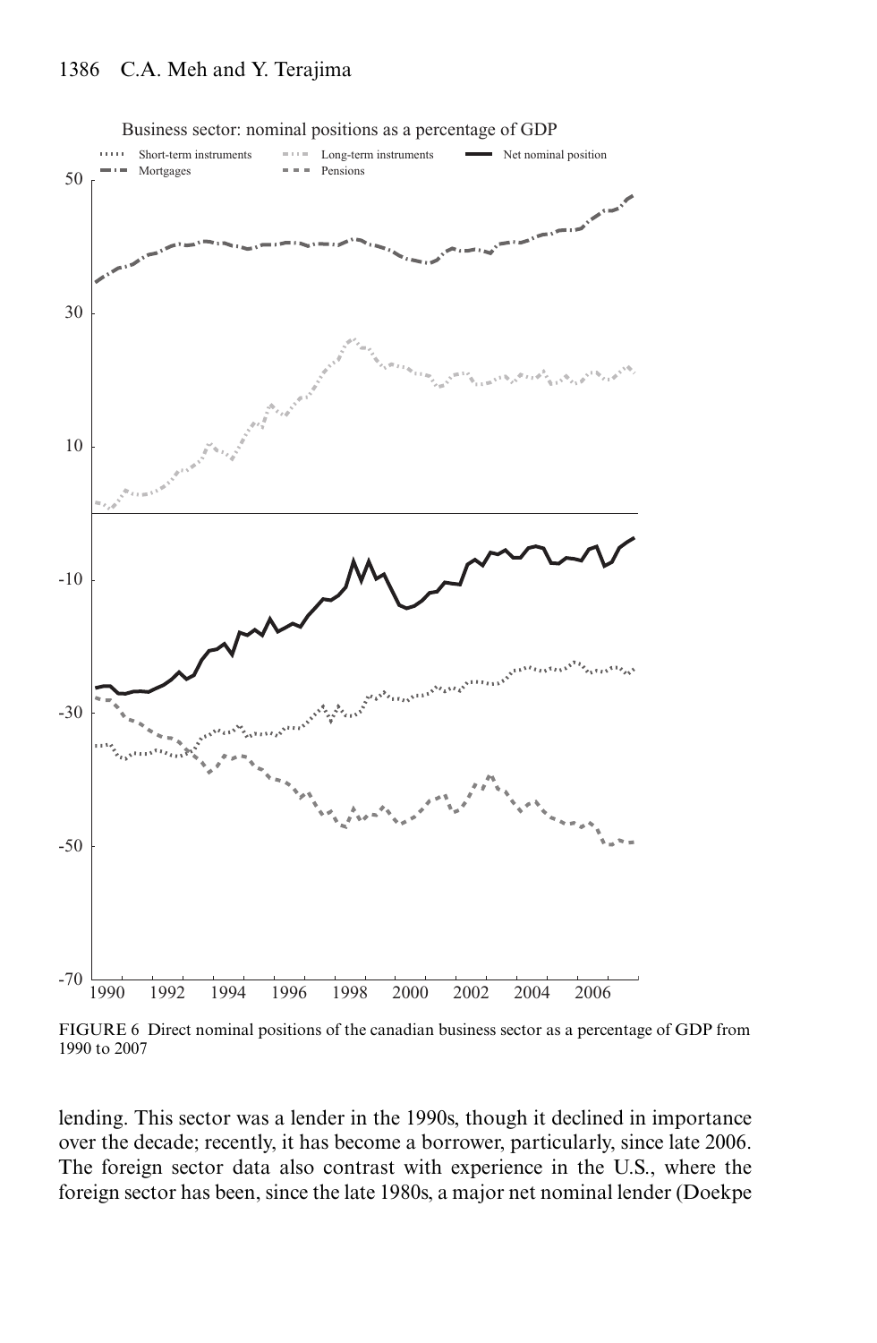FIGURE 6 Direct nominal positions of the canadian business sector as a percentage of GDP from 1990 to 2007

lending. This sector was a lender in the 1990s, though it declined in importance over the decade; recently, it has become a borrower, particularly, since late 2006. The foreign sector data also contrast with experience in the U.S., where the foreign sector has been, since the late 1980s, a major net nominal lender (Doekpe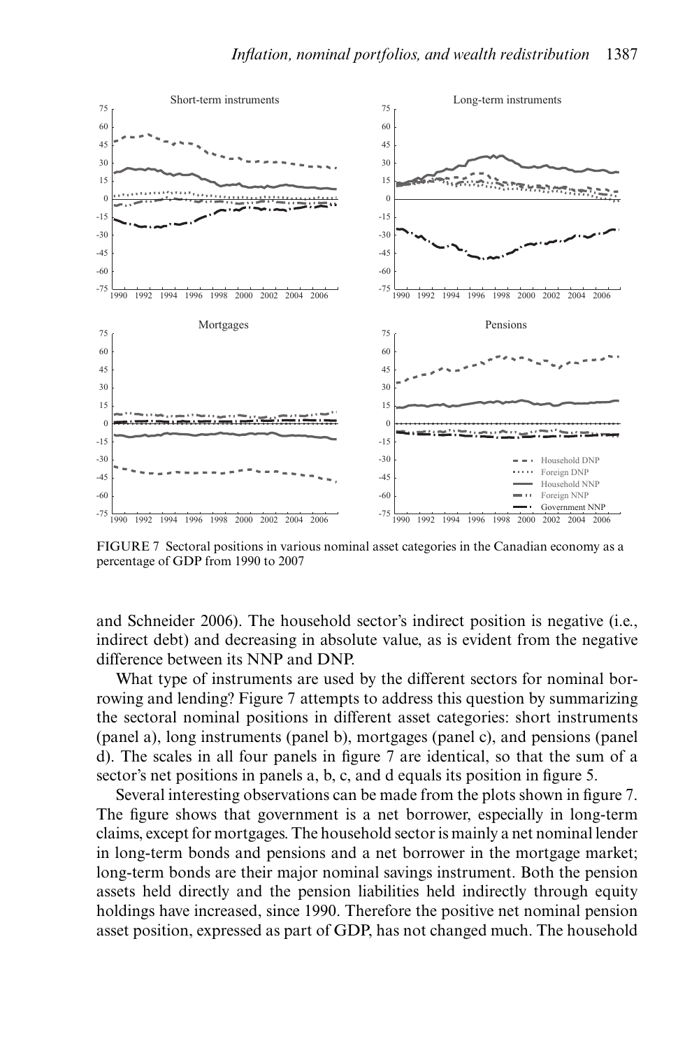FIGURE 7 Sectoral positions in various nominal asset categories in the Canadian economy as a percentage of GDP from 1990 to 2007

and Schneider 2006). The household sector's indirect position is negative (i.e., indirect debt) and decreasing in absolute value, as is evident from the negative difference between its NNP and DNP.

What type of instruments are used by the different sectors for nominal borrowing and lending? Figure 7 attempts to address this question by summarizing the sectoral nominal positions in different asset categories: short instruments (panel a), long instruments (panel b), mortgages (panel c), and pensions (panel d). The scales in all four panels in figure 7 are identical, so that the sum of a sector's net positions in panels a, b, c, and d equals its position in figure 5.

Several interesting observations can be made from the plots shown in figure 7. The figure shows that government is a net borrower, especially in long-term claims, except for mortgages. The household sector is mainly a net nominal lender in long-term bonds and pensions and a net borrower in the mortgage market; long-term bonds are their major nominal savings instrument. Both the pension assets held directly and the pension liabilities held indirectly through equity holdings have increased, since 1990. Therefore the positive net nominal pension asset position, expressed as part of GDP, has not changed much. The household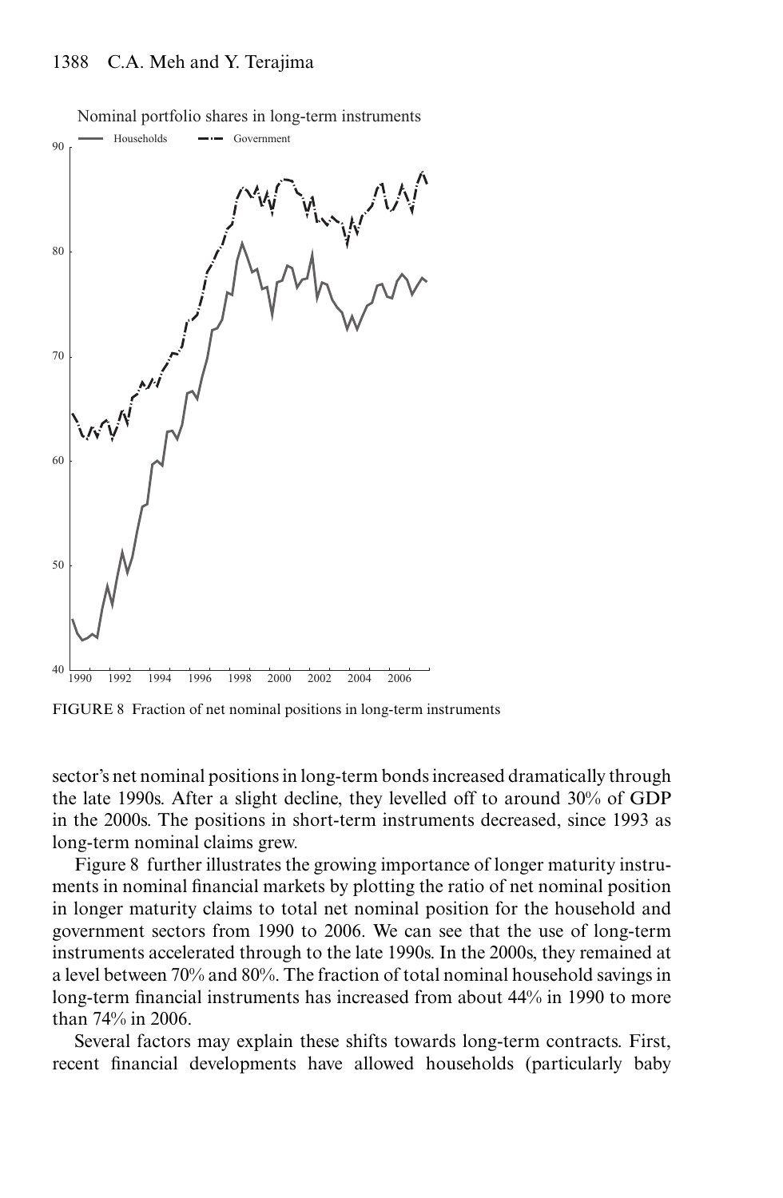FIGURE 8 Fraction of net nominal positions in long-term instruments

sector's net nominal positions in long-term bonds increased dramatically through the late 1990s. After a slight decline, they levelled off to around 30% of GDP in the 2000s. The positions in short-term instruments decreased, since 1993 as long-term nominal claims grew.

Figure 8 further illustrates the growing importance of longer maturity instruments in nominal financial markets by plotting the ratio of net nominal position in longer maturity claims to total net nominal position for the household and government sectors from 1990 to 2006. We can see that the use of long-term instruments accelerated through to the late 1990s. In the 2000s, they remained at a level between 70% and 80%. The fraction of total nominal household savings in long-term financial instruments has increased from about 44% in 1990 to more than 74% in 2006.

Several factors may explain these shifts towards long-term contracts. First, recent financial developments have allowed households (particularly baby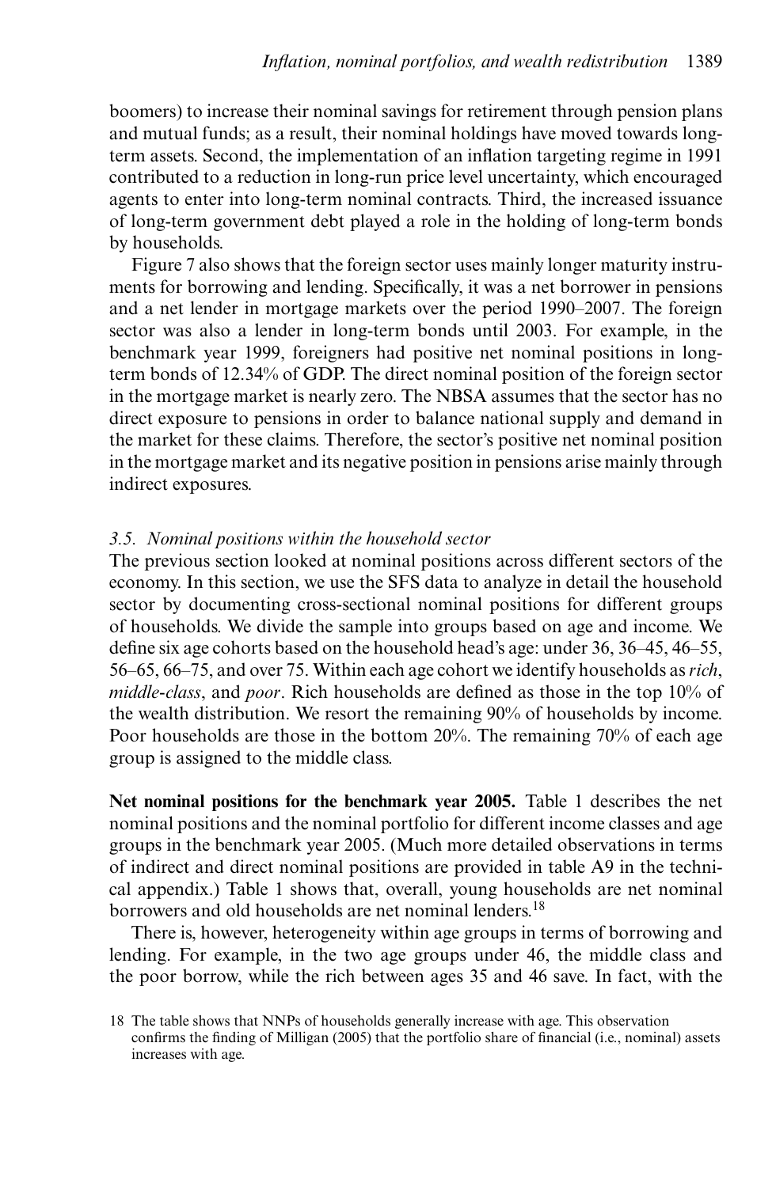boomers) to increase their nominal savings for retirement through pension plans and mutual funds; as a result, their nominal holdings have moved towards long-term assets. Second, the implementation of an inflation targeting regime in 1991 contributed to a reduction in long-run price level uncertainty, which encouraged agents to enter into long-term nominal contracts. Third, the increased issuance of long-term government debt played a role in the holding of long-term bonds by households.

Figure 7 also shows that the foreign sector uses mainly longer maturity instruments for borrowing and lending. Specifically, it was a net borrower in pensions and a net lender in mortgage markets over the period 1990–2007. The foreign sector was also a lender in long-term bonds until 2003. For example, in the benchmark year 1999, foreigners had positive net nominal positions in long-term bonds of 12.34% of GDP. The direct nominal position of the foreign sector in the mortgage market is nearly zero. The NBSA assumes that the sector has no direct exposure to pensions in order to balance national supply and demand in the market for these claims. Therefore, the sector's positive net nominal position in the mortgage market and its negative position in pensions arise mainly through indirect exposures.

### *3.5. Nominal positions within the household sector*

The previous section looked at nominal positions across different sectors of the economy. In this section, we use the SFS data to analyze in detail the household sector by documenting cross-sectional nominal positions for different groups of households. We divide the sample into groups based on age and income. We define six age cohorts based on the household head's age: under 36, 36–45, 46–55, 56–65, 66–75, and over 75. Within each age cohort we identify households as *rich*, *middle-class*, and *poor*. Rich households are defined as those in the top 10% of the wealth distribution. We resort the remaining 90% of households by income. Poor households are those in the bottom 20%. The remaining 70% of each age group is assigned to the middle class.

**Net nominal positions for the benchmark year 2005.** Table 1 describes the net nominal positions and the nominal portfolio for different income classes and age groups in the benchmark year 2005. (Much more detailed observations in terms of indirect and direct nominal positions are provided in table A9 in the technical appendix.) Table 1 shows that, overall, young households are net nominal borrowers and old households are net nominal lenders.[18]

There is, however, heterogeneity within age groups in terms of borrowing and lending. For example, in the two age groups under 46, the middle class and the poor borrow, while the rich between ages 35 and 46 save. In fact, with the

18 The table shows that NNPs of households generally increase with age. This observation confirms the finding of Milligan (2005) that the portfolio share of financial (i.e., nominal) assets increases with age.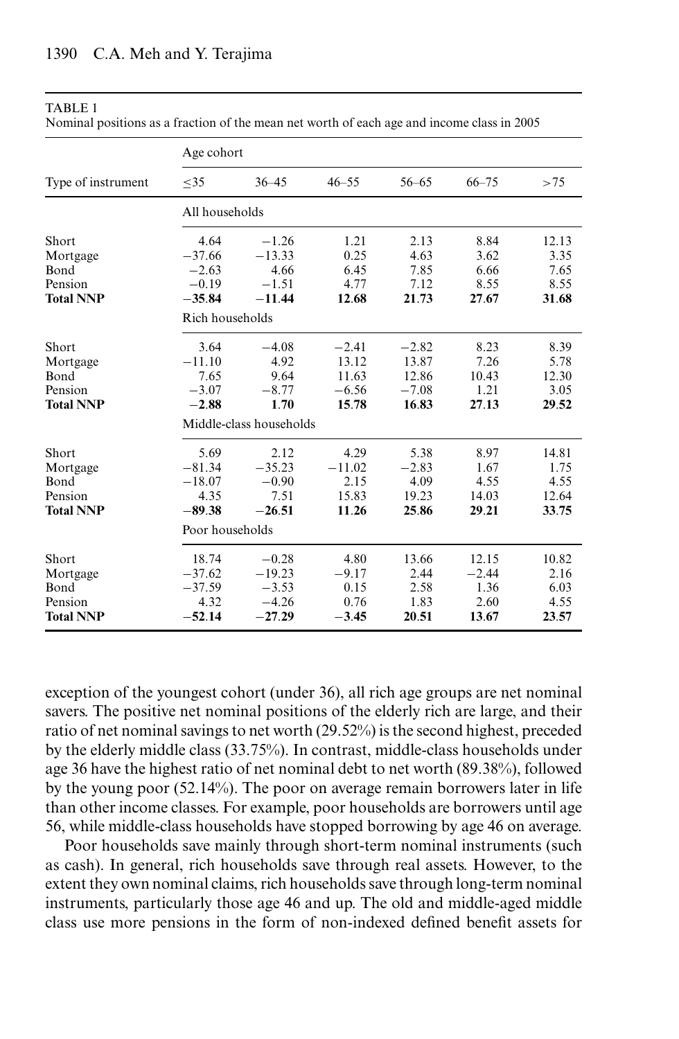TABLE 1
Nominal positions as a fraction of the mean net worth of each age and income class in 2005

| Type of instrument | Age cohort | | | | | |
|---|---|---|---|---|---|---|
| | ≤35 | 36–45 | 46–55 | 56–65 | 66–75 | >75 |
| | All households | | | | | |
| Short | 4.64 | −1.26 | 1.21 | 2.13 | 8.84 | 12.13 |
| Mortgage | −37.66 | −13.33 | 0.25 | 4.63 | 3.62 | 3.35 |
| Bond | −2.63 | 4.66 | 6.45 | 7.85 | 6.66 | 7.65 |
| Pension | −0.19 | −1.51 | 4.77 | 7.12 | 8.55 | 8.55 |
| **Total NNP** | **−35.84** | **−11.44** | **12.68** | **21.73** | **27.67** | **31.68** |
| | Rich households | | | | | |
| Short | 3.64 | −4.08 | −2.41 | −2.82 | 8.23 | 8.39 |
| Mortgage | −11.10 | 4.92 | 13.12 | 13.87 | 7.26 | 5.78 |
| Bond | 7.65 | 9.64 | 11.63 | 12.86 | 10.43 | 12.30 |
| Pension | −3.07 | −8.77 | −6.56 | −7.08 | 1.21 | 3.05 |
| **Total NNP** | **−2.88** | **1.70** | **15.78** | **16.83** | **27.13** | **29.52** |
| | Middle-class households | | | | | |
| Short | 5.69 | 2.12 | 4.29 | 5.38 | 8.97 | 14.81 |
| Mortgage | −81.34 | −35.23 | −11.02 | −2.83 | 1.67 | 1.75 |
| Bond | −18.07 | −0.90 | 2.15 | 4.09 | 4.55 | 4.55 |
| Pension | 4.35 | 7.51 | 15.83 | 19.23 | 14.03 | 12.64 |
| **Total NNP** | **−89.38** | **−26.51** | **11.26** | **25.86** | **29.21** | **33.75** |
| | Poor households | | | | | |
| Short | 18.74 | −0.28 | 4.80 | 13.66 | 12.15 | 10.82 |
| Mortgage | −37.62 | −19.23 | −9.17 | 2.44 | −2.44 | 2.16 |
| Bond | −37.59 | −3.53 | 0.15 | 2.58 | 1.36 | 6.03 |
| Pension | 4.32 | −4.26 | 0.76 | 1.83 | 2.60 | 4.55 |
| **Total NNP** | **−52.14** | **−27.29** | **−3.45** | **20.51** | **13.67** | **23.57** |

exception of the youngest cohort (under 36), all rich age groups are net nominal savers. The positive net nominal positions of the elderly rich are large, and their ratio of net nominal savings to net worth (29.52%) is the second highest, preceded by the elderly middle class (33.75%). In contrast, middle-class households under age 36 have the highest ratio of net nominal debt to net worth (89.38%), followed by the young poor (52.14%). The poor on average remain borrowers later in life than other income classes. For example, poor households are borrowers until age 56, while middle-class households have stopped borrowing by age 46 on average.

Poor households save mainly through short-term nominal instruments (such as cash). In general, rich households save through real assets. However, to the extent they own nominal claims, rich households save through long-term nominal instruments, particularly those age 46 and up. The old and middle-aged middle class use more pensions in the form of non-indexed defined benefit assets for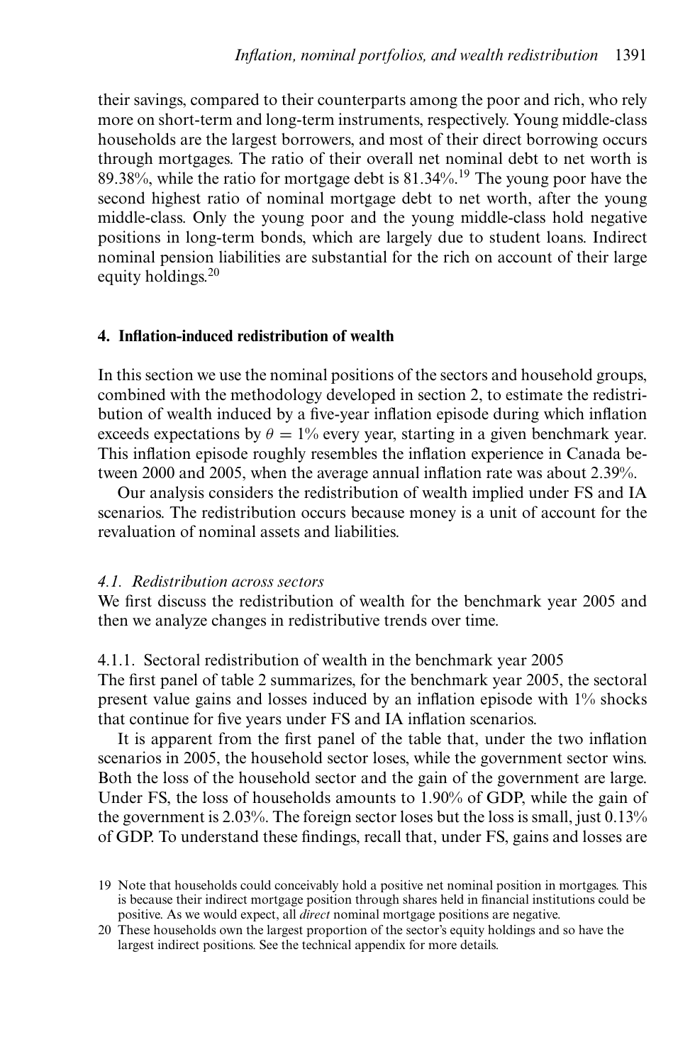their savings, compared to their counterparts among the poor and rich, who rely more on short-term and long-term instruments, respectively. Young middle-class households are the largest borrowers, and most of their direct borrowing occurs through mortgages. The ratio of their overall net nominal debt to net worth is 89.38%, while the ratio for mortgage debt is 81.34%.[19] The young poor have the second highest ratio of nominal mortgage debt to net worth, after the young middle-class. Only the young poor and the young middle-class hold negative positions in long-term bonds, which are largely due to student loans. Indirect nominal pension liabilities are substantial for the rich on account of their large equity holdings.[20]

## 4. Inflation-induced redistribution of wealth

In this section we use the nominal positions of the sectors and household groups, combined with the methodology developed in section 2, to estimate the redistribution of wealth induced by a five-year inflation episode during which inflation exceeds expectations by $\theta = 1\%$ every year, starting in a given benchmark year. This inflation episode roughly resembles the inflation experience in Canada between 2000 and 2005, when the average annual inflation rate was about 2.39%.

Our analysis considers the redistribution of wealth implied under FS and IA scenarios. The redistribution occurs because money is a unit of account for the revaluation of nominal assets and liabilities.

### *4.1. Redistribution across sectors*

We first discuss the redistribution of wealth for the benchmark year 2005 and then we analyze changes in redistributive trends over time.

#### 4.1.1. Sectoral redistribution of wealth in the benchmark year 2005

The first panel of table 2 summarizes, for the benchmark year 2005, the sectoral present value gains and losses induced by an inflation episode with 1% shocks that continue for five years under FS and IA inflation scenarios.

It is apparent from the first panel of the table that, under the two inflation scenarios in 2005, the household sector loses, while the government sector wins. Both the loss of the household sector and the gain of the government are large. Under FS, the loss of households amounts to 1.90% of GDP, while the gain of the government is 2.03%. The foreign sector loses but the loss is small, just 0.13% of GDP. To understand these findings, recall that, under FS, gains and losses are

19 Note that households could conceivably hold a positive net nominal position in mortgages. This is because their indirect mortgage position through shares held in financial institutions could be positive. As we would expect, all *direct* nominal mortgage positions are negative.

20 These households own the largest proportion of the sector's equity holdings and so have the largest indirect positions. See the technical appendix for more details.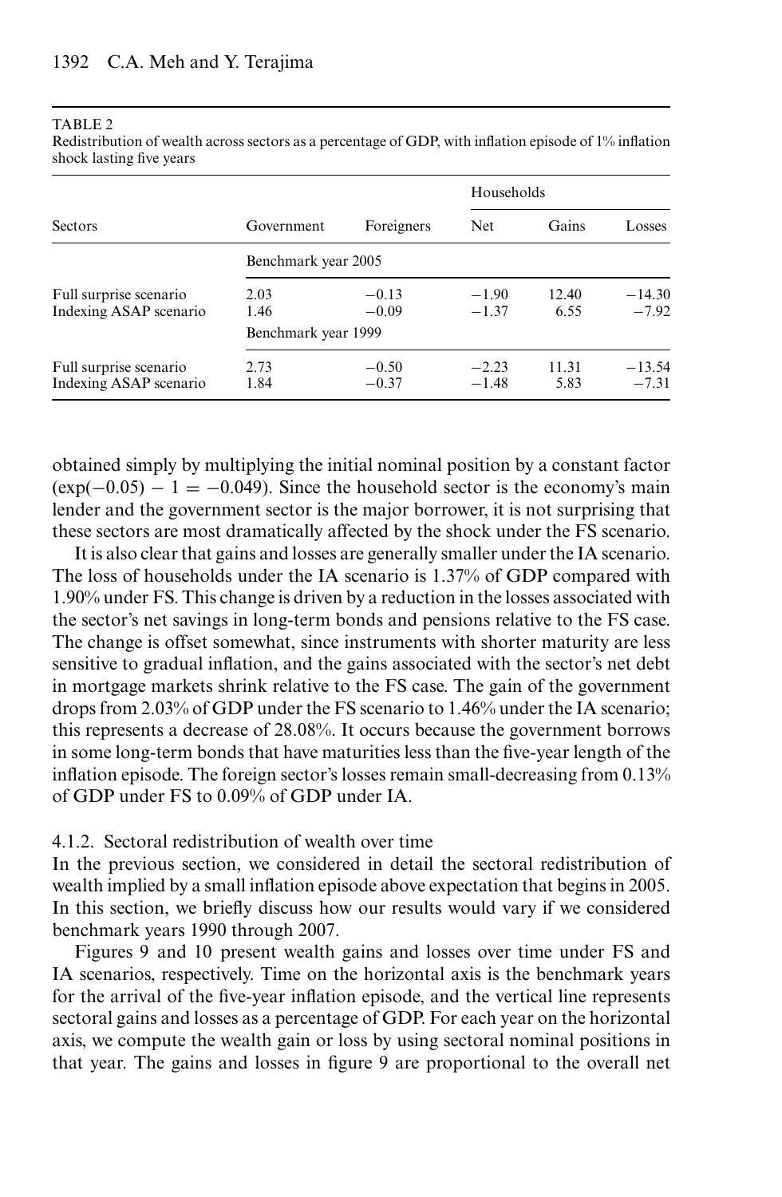TABLE 2

Redistribution of wealth across sectors as a percentage of GDP, with inflation episode of 1% inflation shock lasting five years

| Sectors | Government | Foreigners | Households | | |
|---|---|---|---|---|---|
| | | | Net | Gains | Losses |
| | Benchmark year 2005 | | | | |
| Full surprise scenario | 2.03 | −0.13 | −1.90 | 12.40 | −14.30 |
| Indexing ASAP scenario | 1.46 | −0.09 | −1.37 | 6.55 | −7.92 |
| | Benchmark year 1999 | | | | |
| Full surprise scenario | 2.73 | −0.50 | −2.23 | 11.31 | −13.54 |
| Indexing ASAP scenario | 1.84 | −0.37 | −1.48 | 5.83 | −7.31 |

obtained simply by multiplying the initial nominal position by a constant factor $(\exp(-0.05) - 1 = -0.049)$. Since the household sector is the economy's main lender and the government sector is the major borrower, it is not surprising that these sectors are most dramatically affected by the shock under the FS scenario.

It is also clear that gains and losses are generally smaller under the IA scenario. The loss of households under the IA scenario is 1.37% of GDP compared with 1.90% under FS. This change is driven by a reduction in the losses associated with the sector's net savings in long-term bonds and pensions relative to the FS case. The change is offset somewhat, since instruments with shorter maturity are less sensitive to gradual inflation, and the gains associated with the sector's net debt in mortgage markets shrink relative to the FS case. The gain of the government drops from 2.03% of GDP under the FS scenario to 1.46% under the IA scenario; this represents a decrease of 28.08%. It occurs because the government borrows in some long-term bonds that have maturities less than the five-year length of the inflation episode. The foreign sector's losses remain small-decreasing from 0.13% of GDP under FS to 0.09% of GDP under IA.

### 4.1.2. Sectoral redistribution of wealth over time

In the previous section, we considered in detail the sectoral redistribution of wealth implied by a small inflation episode above expectation that begins in 2005. In this section, we briefly discuss how our results would vary if we considered benchmark years 1990 through 2007.

Figures 9 and 10 present wealth gains and losses over time under FS and IA scenarios, respectively. Time on the horizontal axis is the benchmark years for the arrival of the five-year inflation episode, and the vertical line represents sectoral gains and losses as a percentage of GDP. For each year on the horizontal axis, we compute the wealth gain or loss by using sectoral nominal positions in that year. The gains and losses in figure 9 are proportional to the overall net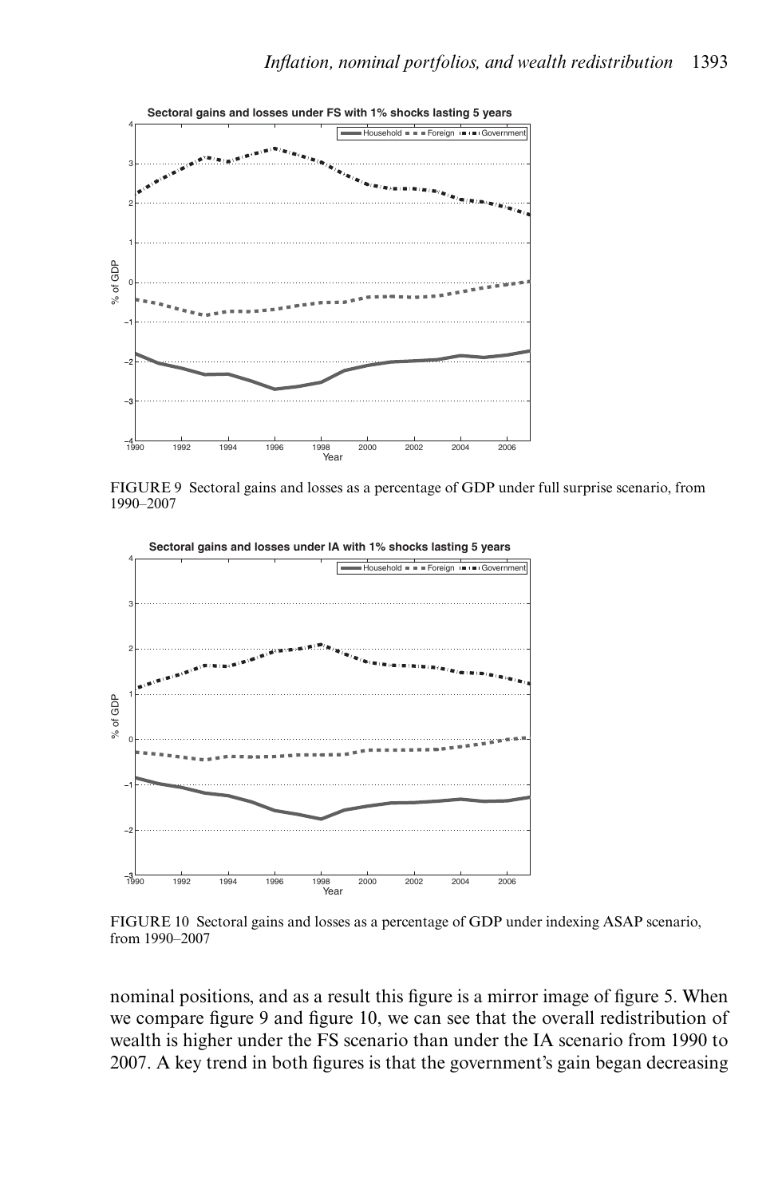FIGURE 9 Sectoral gains and losses as a percentage of GDP under full surprise scenario, from 1990–2007

FIGURE 10 Sectoral gains and losses as a percentage of GDP under indexing ASAP scenario, from 1990–2007

nominal positions, and as a result this figure is a mirror image of figure 5. When we compare figure 9 and figure 10, we can see that the overall redistribution of wealth is higher under the FS scenario than under the IA scenario from 1990 to 2007. A key trend in both figures is that the government's gain began decreasing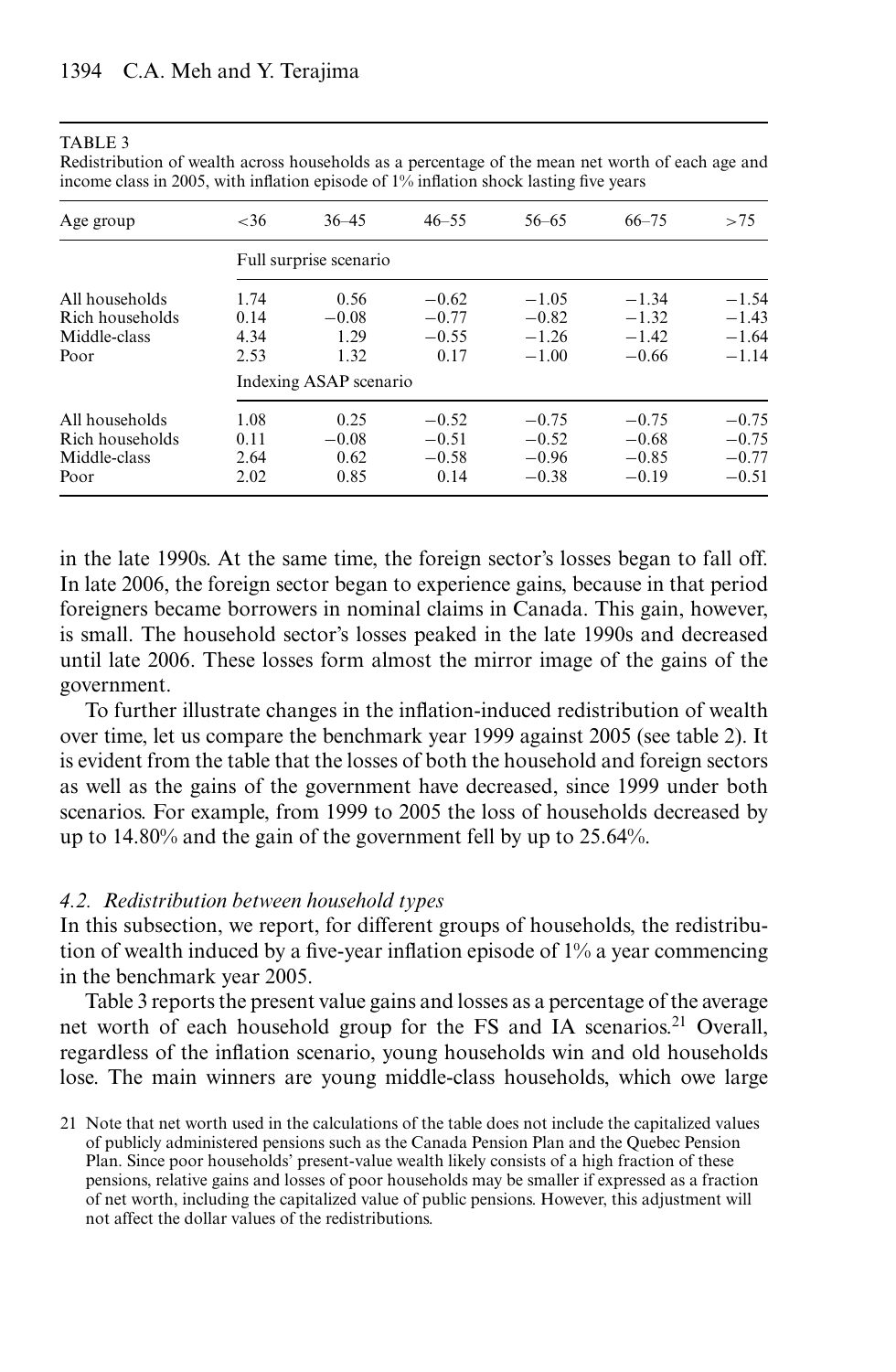TABLE 3

Redistribution of wealth across households as a percentage of the mean net worth of each age and income class in 2005, with inflation episode of 1% inflation shock lasting five years

| Age group | <36 | 36–45 | 46–55 | 56–65 | 66–75 | >75 |
|---|---|---|---|---|---|---|
| | Full surprise scenario | | | | | |
| All households | 1.74 | 0.56 | −0.62 | −1.05 | −1.34 | −1.54 |
| Rich households | 0.14 | −0.08 | −0.77 | −0.82 | −1.32 | −1.43 |
| Middle-class | 4.34 | 1.29 | −0.55 | −1.26 | −1.42 | −1.64 |
| Poor | 2.53 | 1.32 | 0.17 | −1.00 | −0.66 | −1.14 |
| | Indexing ASAP scenario | | | | | |
| All households | 1.08 | 0.25 | −0.52 | −0.75 | −0.75 | −0.75 |
| Rich households | 0.11 | −0.08 | −0.51 | −0.52 | −0.68 | −0.75 |
| Middle-class | 2.64 | 0.62 | −0.58 | −0.96 | −0.85 | −0.77 |
| Poor | 2.02 | 0.85 | 0.14 | −0.38 | −0.19 | −0.51 |

in the late 1990s. At the same time, the foreign sector's losses began to fall off. In late 2006, the foreign sector began to experience gains, because in that period foreigners became borrowers in nominal claims in Canada. This gain, however, is small. The household sector's losses peaked in the late 1990s and decreased until late 2006. These losses form almost the mirror image of the gains of the government.

To further illustrate changes in the inflation-induced redistribution of wealth over time, let us compare the benchmark year 1999 against 2005 (see table 2). It is evident from the table that the losses of both the household and foreign sectors as well as the gains of the government have decreased, since 1999 under both scenarios. For example, from 1999 to 2005 the loss of households decreased by up to 14.80% and the gain of the government fell by up to 25.64%.

### 4.2. *Redistribution between household types*

In this subsection, we report, for different groups of households, the redistribution of wealth induced by a five-year inflation episode of 1% a year commencing in the benchmark year 2005.

Table 3 reports the present value gains and losses as a percentage of the average net worth of each household group for the FS and IA scenarios.[21] Overall, regardless of the inflation scenario, young households win and old households lose. The main winners are young middle-class households, which owe large

21 Note that net worth used in the calculations of the table does not include the capitalized values of publicly administered pensions such as the Canada Pension Plan and the Quebec Pension Plan. Since poor households' present-value wealth likely consists of a high fraction of these pensions, relative gains and losses of poor households may be smaller if expressed as a fraction of net worth, including the capitalized value of public pensions. However, this adjustment will not affect the dollar values of the redistributions.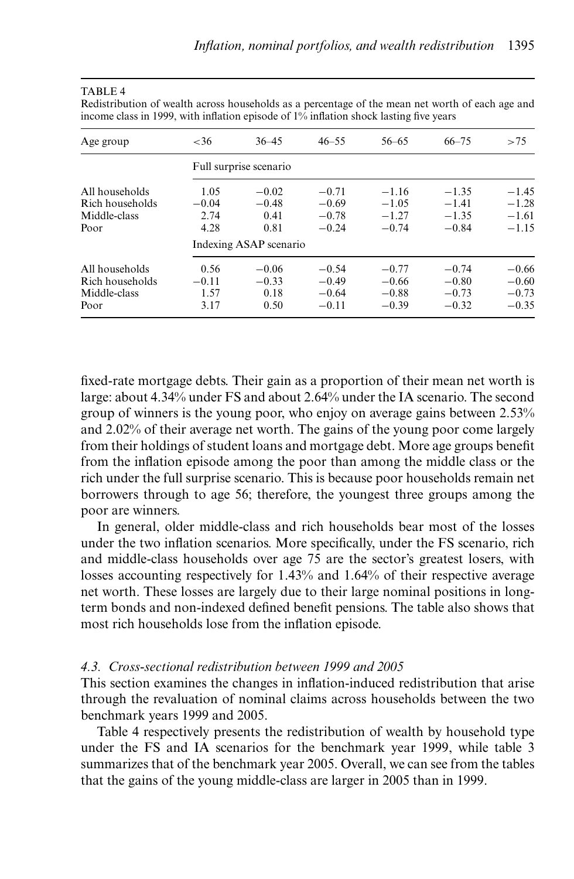TABLE 4

Redistribution of wealth across households as a percentage of the mean net worth of each age and income class in 1999, with inflation episode of 1% inflation shock lasting five years

| Age group | <36 | 36–45 | 46–55 | 56–65 | 66–75 | >75 |
|---|---|---|---|---|---|---|
| | Full surprise scenario | | | | | |
| All households | 1.05 | −0.02 | −0.71 | −1.16 | −1.35 | −1.45 |
| Rich households | −0.04 | −0.48 | −0.69 | −1.05 | −1.41 | −1.28 |
| Middle-class | 2.74 | 0.41 | −0.78 | −1.27 | −1.35 | −1.61 |
| Poor | 4.28 | 0.81 | −0.24 | −0.74 | −0.84 | −1.15 |
| | Indexing ASAP scenario | | | | | |
| All households | 0.56 | −0.06 | −0.54 | −0.77 | −0.74 | −0.66 |
| Rich households | −0.11 | −0.33 | −0.49 | −0.66 | −0.80 | −0.60 |
| Middle-class | 1.57 | 0.18 | −0.64 | −0.88 | −0.73 | −0.73 |
| Poor | 3.17 | 0.50 | −0.11 | −0.39 | −0.32 | −0.35 |

fixed-rate mortgage debts. Their gain as a proportion of their mean net worth is large: about 4.34% under FS and about 2.64% under the IA scenario. The second group of winners is the young poor, who enjoy on average gains between 2.53% and 2.02% of their average net worth. The gains of the young poor come largely from their holdings of student loans and mortgage debt. More age groups benefit from the inflation episode among the poor than among the middle class or the rich under the full surprise scenario. This is because poor households remain net borrowers through to age 56; therefore, the youngest three groups among the poor are winners.

In general, older middle-class and rich households bear most of the losses under the two inflation scenarios. More specifically, under the FS scenario, rich and middle-class households over age 75 are the sector's greatest losers, with losses accounting respectively for 1.43% and 1.64% of their respective average net worth. These losses are largely due to their large nominal positions in long-term bonds and non-indexed defined benefit pensions. The table also shows that most rich households lose from the inflation episode.

### *4.3. Cross-sectional redistribution between 1999 and 2005*

This section examines the changes in inflation-induced redistribution that arise through the revaluation of nominal claims across households between the two benchmark years 1999 and 2005.

Table 4 respectively presents the redistribution of wealth by household type under the FS and IA scenarios for the benchmark year 1999, while table 3 summarizes that of the benchmark year 2005. Overall, we can see from the tables that the gains of the young middle-class are larger in 2005 than in 1999.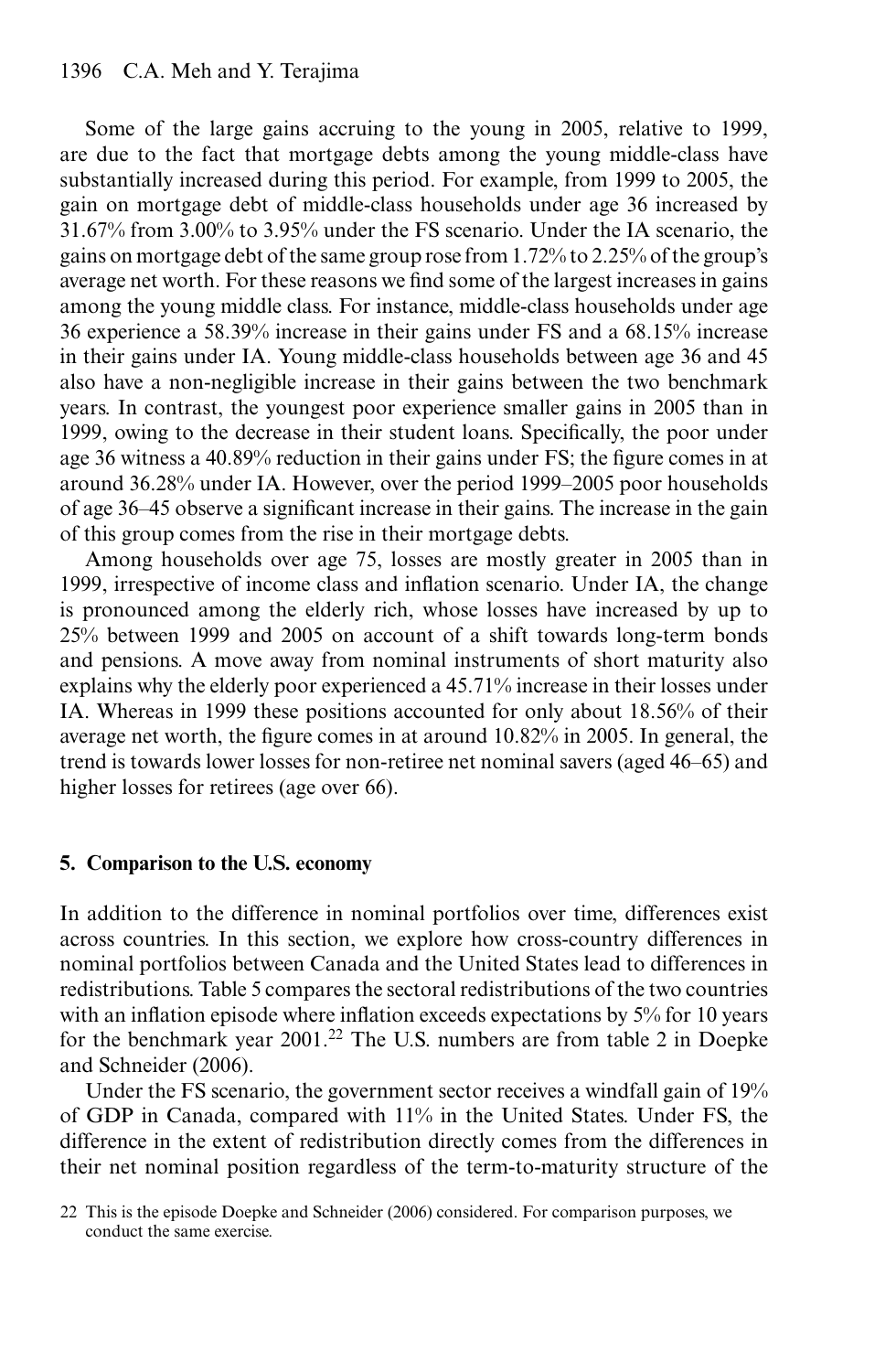Some of the large gains accruing to the young in 2005, relative to 1999, are due to the fact that mortgage debts among the young middle-class have substantially increased during this period. For example, from 1999 to 2005, the gain on mortgage debt of middle-class households under age 36 increased by 31.67% from 3.00% to 3.95% under the FS scenario. Under the IA scenario, the gains on mortgage debt of the same group rose from 1.72% to 2.25% of the group's average net worth. For these reasons we find some of the largest increases in gains among the young middle class. For instance, middle-class households under age 36 experience a 58.39% increase in their gains under FS and a 68.15% increase in their gains under IA. Young middle-class households between age 36 and 45 also have a non-negligible increase in their gains between the two benchmark years. In contrast, the youngest poor experience smaller gains in 2005 than in 1999, owing to the decrease in their student loans. Specifically, the poor under age 36 witness a 40.89% reduction in their gains under FS; the figure comes in at around 36.28% under IA. However, over the period 1999–2005 poor households of age 36–45 observe a significant increase in their gains. The increase in the gain of this group comes from the rise in their mortgage debts.

Among households over age 75, losses are mostly greater in 2005 than in 1999, irrespective of income class and inflation scenario. Under IA, the change is pronounced among the elderly rich, whose losses have increased by up to 25% between 1999 and 2005 on account of a shift towards long-term bonds and pensions. A move away from nominal instruments of short maturity also explains why the elderly poor experienced a 45.71% increase in their losses under IA. Whereas in 1999 these positions accounted for only about 18.56% of their average net worth, the figure comes in at around 10.82% in 2005. In general, the trend is towards lower losses for non-retiree net nominal savers (aged 46–65) and higher losses for retirees (age over 66).

## 5. Comparison to the U.S. economy

In addition to the difference in nominal portfolios over time, differences exist across countries. In this section, we explore how cross-country differences in nominal portfolios between Canada and the United States lead to differences in redistributions. Table 5 compares the sectoral redistributions of the two countries with an inflation episode where inflation exceeds expectations by 5% for 10 years for the benchmark year 2001.[22] The U.S. numbers are from table 2 in Doepke and Schneider (2006).

Under the FS scenario, the government sector receives a windfall gain of 19% of GDP in Canada, compared with 11% in the United States. Under FS, the difference in the extent of redistribution directly comes from the differences in their net nominal position regardless of the term-to-maturity structure of the

22 This is the episode Doepke and Schneider (2006) considered. For comparison purposes, we conduct the same exercise.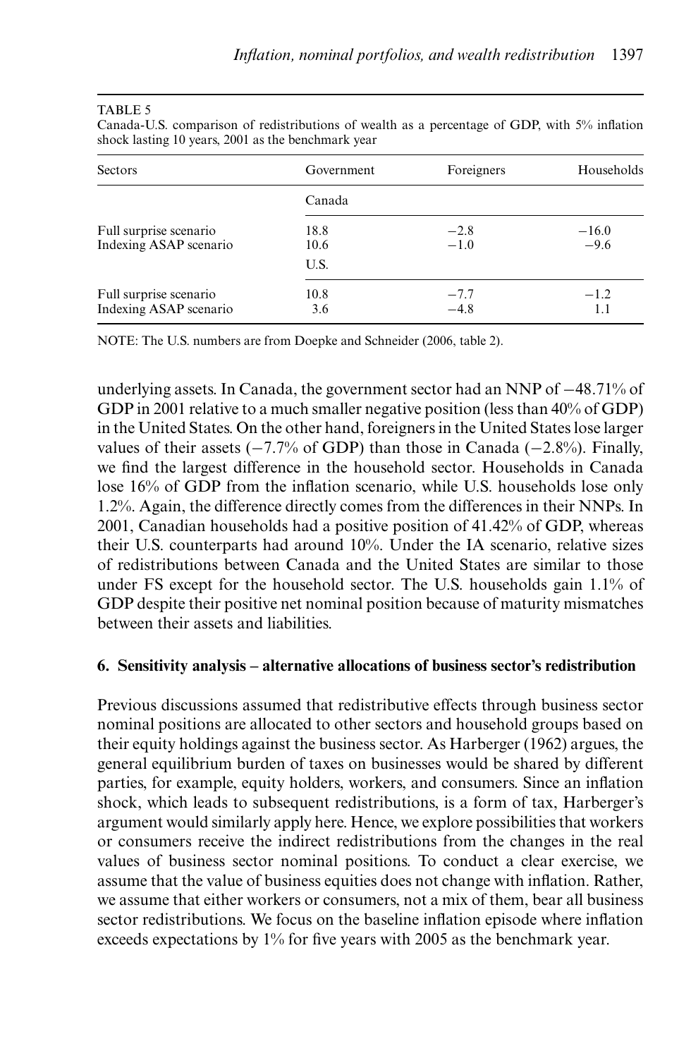TABLE 5

Canada-U.S. comparison of redistributions of wealth as a percentage of GDP, with 5% inflation shock lasting 10 years, 2001 as the benchmark year

| Sectors | Government | Foreigners | Households |
|---|---|---|---|
| | Canada | | |
| Full surprise scenario | 18.8 | −2.8 | −16.0 |
| Indexing ASAP scenario | 10.6 | −1.0 | −9.6 |
| | U.S. | | |
| Full surprise scenario | 10.8 | −7.7 | −1.2 |
| Indexing ASAP scenario | 3.6 | −4.8 | 1.1 |

NOTE: The U.S. numbers are from Doepke and Schneider (2006, table 2).

underlying assets. In Canada, the government sector had an NNP of −48.71% of GDP in 2001 relative to a much smaller negative position (less than 40% of GDP) in the United States. On the other hand, foreigners in the United States lose larger values of their assets (−7.7% of GDP) than those in Canada (−2.8%). Finally, we find the largest difference in the household sector. Households in Canada lose 16% of GDP from the inflation scenario, while U.S. households lose only 1.2%. Again, the difference directly comes from the differences in their NNPs. In 2001, Canadian households had a positive position of 41.42% of GDP, whereas their U.S. counterparts had around 10%. Under the IA scenario, relative sizes of redistributions between Canada and the United States are similar to those under FS except for the household sector. The U.S. households gain 1.1% of GDP despite their positive net nominal position because of maturity mismatches between their assets and liabilities.

## 6. Sensitivity analysis – alternative allocations of business sector's redistribution

Previous discussions assumed that redistributive effects through business sector nominal positions are allocated to other sectors and household groups based on their equity holdings against the business sector. As Harberger (1962) argues, the general equilibrium burden of taxes on businesses would be shared by different parties, for example, equity holders, workers, and consumers. Since an inflation shock, which leads to subsequent redistributions, is a form of tax, Harberger's argument would similarly apply here. Hence, we explore possibilities that workers or consumers receive the indirect redistributions from the changes in the real values of business sector nominal positions. To conduct a clear exercise, we assume that the value of business equities does not change with inflation. Rather, we assume that either workers or consumers, not a mix of them, bear all business sector redistributions. We focus on the baseline inflation episode where inflation exceeds expectations by 1% for five years with 2005 as the benchmark year.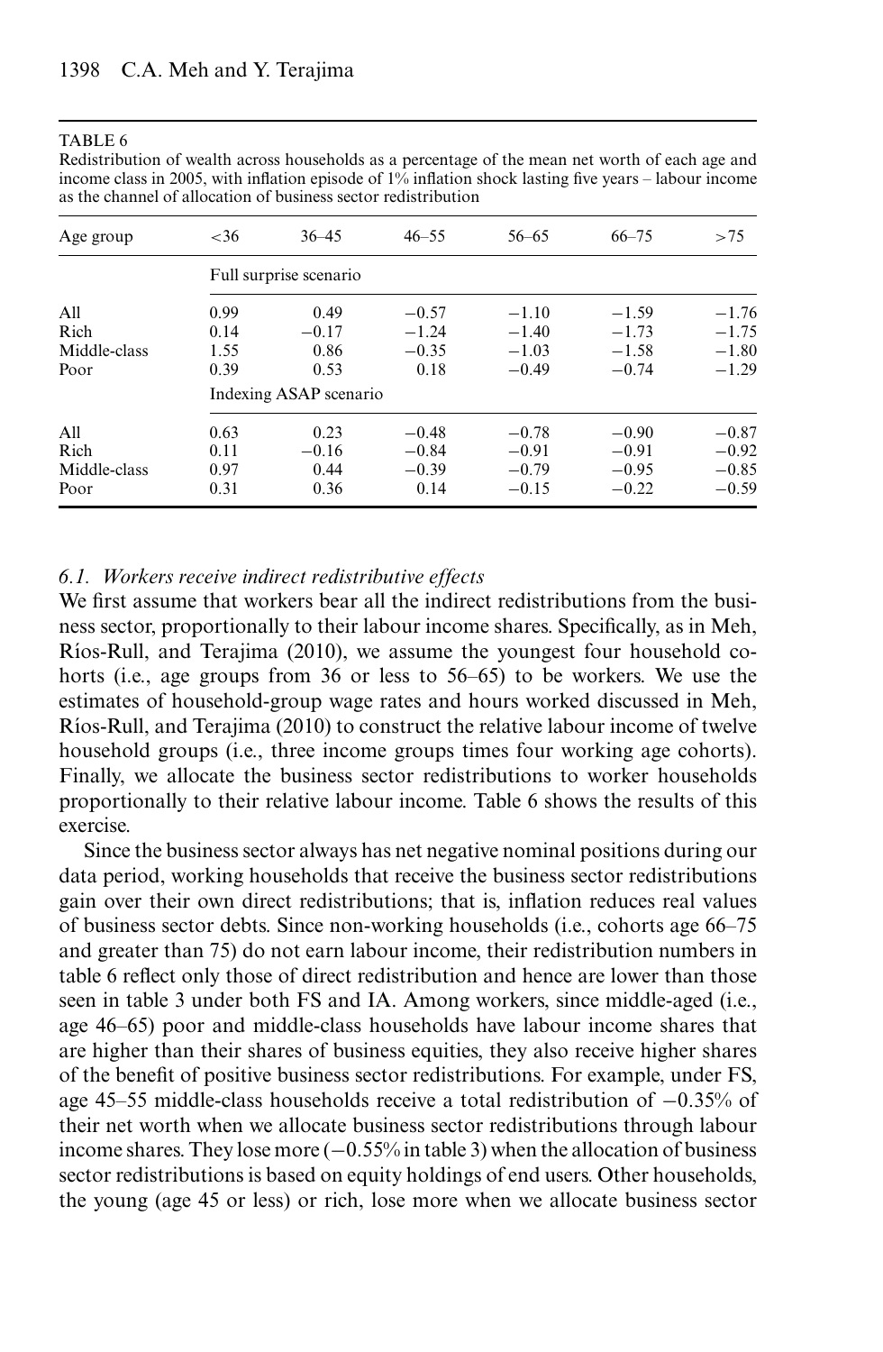TABLE 6

Redistribution of wealth across households as a percentage of the mean net worth of each age and income class in 2005, with inflation episode of 1% inflation shock lasting five years – labour income as the channel of allocation of business sector redistribution

| Age group | <36 | 36–45 | 46–55 | 56–65 | 66–75 | >75 |
|---|---|---|---|---|---|---|
| | Full surprise scenario | | | | | |
| All | 0.99 | 0.49 | −0.57 | −1.10 | −1.59 | −1.76 |
| Rich | 0.14 | −0.17 | −1.24 | −1.40 | −1.73 | −1.75 |
| Middle-class | 1.55 | 0.86 | −0.35 | −1.03 | −1.58 | −1.80 |
| Poor | 0.39 | 0.53 | 0.18 | −0.49 | −0.74 | −1.29 |
| | Indexing ASAP scenario | | | | | |
| All | 0.63 | 0.23 | −0.48 | −0.78 | −0.90 | −0.87 |
| Rich | 0.11 | −0.16 | −0.84 | −0.91 | −0.91 | −0.92 |
| Middle-class | 0.97 | 0.44 | −0.39 | −0.79 | −0.95 | −0.85 |
| Poor | 0.31 | 0.36 | 0.14 | −0.15 | −0.22 | −0.59 |

### 6.1. *Workers receive indirect redistributive effects*

We first assume that workers bear all the indirect redistributions from the business sector, proportionally to their labour income shares. Specifically, as in Meh, Ríos-Rull, and Terajima (2010), we assume the youngest four household cohorts (i.e., age groups from 36 or less to 56–65) to be workers. We use the estimates of household-group wage rates and hours worked discussed in Meh, Ríos-Rull, and Terajima (2010) to construct the relative labour income of twelve household groups (i.e., three income groups times four working age cohorts). Finally, we allocate the business sector redistributions to worker households proportionally to their relative labour income. Table 6 shows the results of this exercise.

Since the business sector always has net negative nominal positions during our data period, working households that receive the business sector redistributions gain over their own direct redistributions; that is, inflation reduces real values of business sector debts. Since non-working households (i.e., cohorts age 66–75 and greater than 75) do not earn labour income, their redistribution numbers in table 6 reflect only those of direct redistribution and hence are lower than those seen in table 3 under both FS and IA. Among workers, since middle-aged (i.e., age 46–65) poor and middle-class households have labour income shares that are higher than their shares of business equities, they also receive higher shares of the benefit of positive business sector redistributions. For example, under FS, age 45–55 middle-class households receive a total redistribution of −0.35% of their net worth when we allocate business sector redistributions through labour income shares. They lose more (−0.55% in table 3) when the allocation of business sector redistributions is based on equity holdings of end users. Other households, the young (age 45 or less) or rich, lose more when we allocate business sector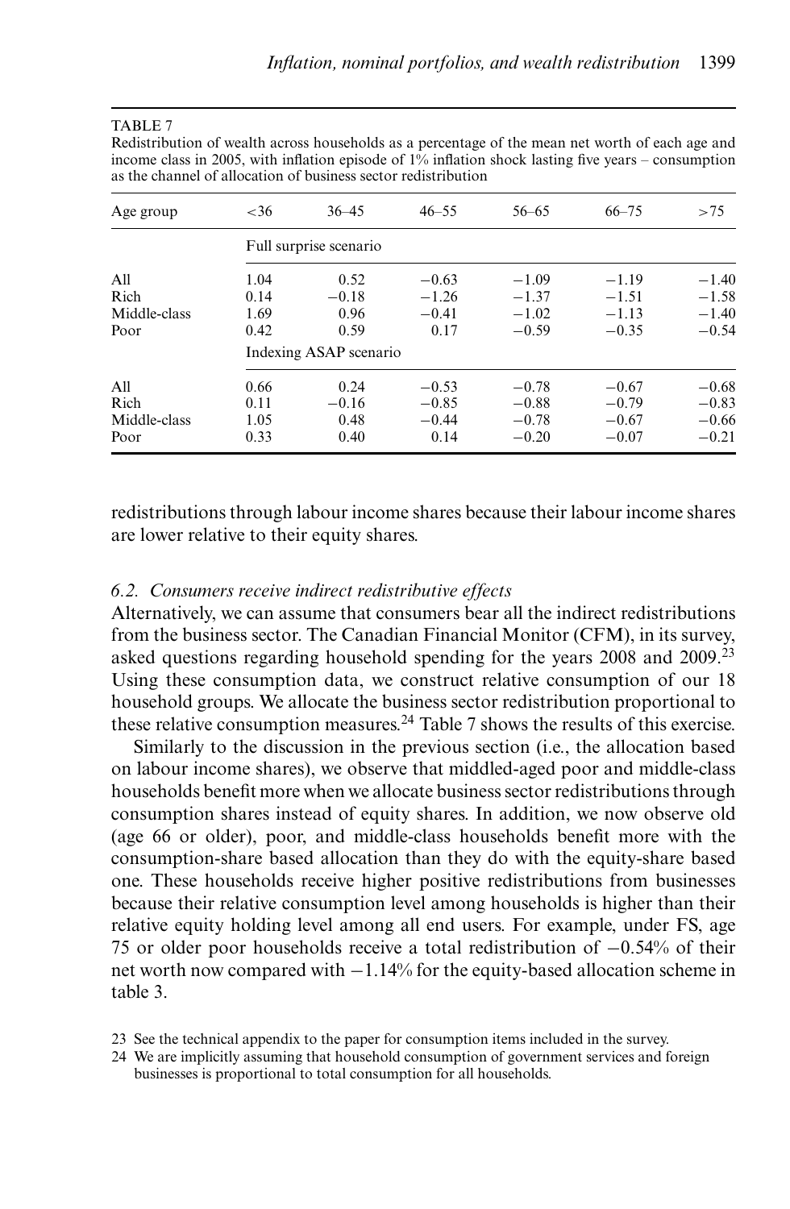TABLE 7

Redistribution of wealth across households as a percentage of the mean net worth of each age and income class in 2005, with inflation episode of 1% inflation shock lasting five years – consumption as the channel of allocation of business sector redistribution

| Age group | <36 | 36–45 | 46–55 | 56–65 | 66–75 | >75 |
|---|---|---|---|---|---|---|
| | Full surprise scenario | | | | | |
| All | 1.04 | 0.52 | −0.63 | −1.09 | −1.19 | −1.40 |
| Rich | 0.14 | −0.18 | −1.26 | −1.37 | −1.51 | −1.58 |
| Middle-class | 1.69 | 0.96 | −0.41 | −1.02 | −1.13 | −1.40 |
| Poor | 0.42 | 0.59 | 0.17 | −0.59 | −0.35 | −0.54 |
| | Indexing ASAP scenario | | | | | |
| All | 0.66 | 0.24 | −0.53 | −0.78 | −0.67 | −0.68 |
| Rich | 0.11 | −0.16 | −0.85 | −0.88 | −0.79 | −0.83 |
| Middle-class | 1.05 | 0.48 | −0.44 | −0.78 | −0.67 | −0.66 |
| Poor | 0.33 | 0.40 | 0.14 | −0.20 | −0.07 | −0.21 |

redistributions through labour income shares because their labour income shares are lower relative to their equity shares.

### *6.2. Consumers receive indirect redistributive effects*

Alternatively, we can assume that consumers bear all the indirect redistributions from the business sector. The Canadian Financial Monitor (CFM), in its survey, asked questions regarding household spending for the years 2008 and 2009.[23] Using these consumption data, we construct relative consumption of our 18 household groups. We allocate the business sector redistribution proportional to these relative consumption measures.[24] Table 7 shows the results of this exercise.

Similarly to the discussion in the previous section (i.e., the allocation based on labour income shares), we observe that middled-aged poor and middle-class households benefit more when we allocate business sector redistributions through consumption shares instead of equity shares. In addition, we now observe old (age 66 or older), poor, and middle-class households benefit more with the consumption-share based allocation than they do with the equity-share based one. These households receive higher positive redistributions from businesses because their relative consumption level among households is higher than their relative equity holding level among all end users. For example, under FS, age 75 or older poor households receive a total redistribution of −0.54% of their net worth now compared with −1.14% for the equity-based allocation scheme in table 3.

23 See the technical appendix to the paper for consumption items included in the survey.

24 We are implicitly assuming that household consumption of government services and foreign businesses is proportional to total consumption for all households.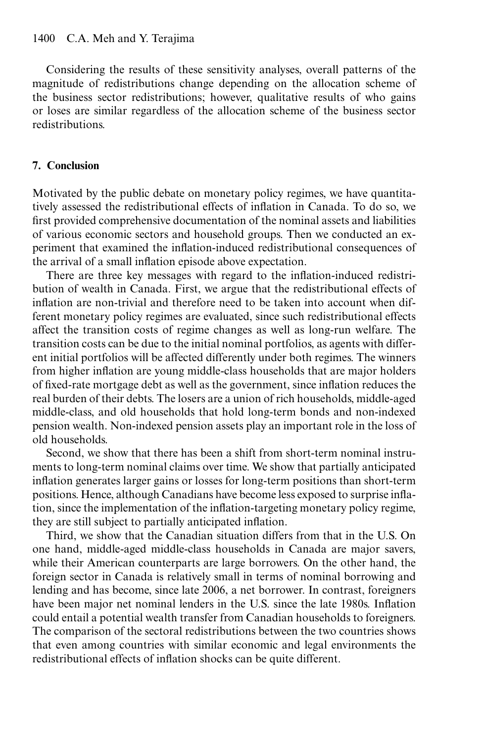Considering the results of these sensitivity analyses, overall patterns of the magnitude of redistributions change depending on the allocation scheme of the business sector redistributions; however, qualitative results of who gains or loses are similar regardless of the allocation scheme of the business sector redistributions.

## 7. Conclusion

Motivated by the public debate on monetary policy regimes, we have quantitatively assessed the redistributional effects of inflation in Canada. To do so, we first provided comprehensive documentation of the nominal assets and liabilities of various economic sectors and household groups. Then we conducted an experiment that examined the inflation-induced redistributional consequences of the arrival of a small inflation episode above expectation.

There are three key messages with regard to the inflation-induced redistribution of wealth in Canada. First, we argue that the redistributional effects of inflation are non-trivial and therefore need to be taken into account when different monetary policy regimes are evaluated, since such redistributional effects affect the transition costs of regime changes as well as long-run welfare. The transition costs can be due to the initial nominal portfolios, as agents with different initial portfolios will be affected differently under both regimes. The winners from higher inflation are young middle-class households that are major holders of fixed-rate mortgage debt as well as the government, since inflation reduces the real burden of their debts. The losers are a union of rich households, middle-aged middle-class, and old households that hold long-term bonds and non-indexed pension wealth. Non-indexed pension assets play an important role in the loss of old households.

Second, we show that there has been a shift from short-term nominal instruments to long-term nominal claims over time. We show that partially anticipated inflation generates larger gains or losses for long-term positions than short-term positions. Hence, although Canadians have become less exposed to surprise inflation, since the implementation of the inflation-targeting monetary policy regime, they are still subject to partially anticipated inflation.

Third, we show that the Canadian situation differs from that in the U.S. On one hand, middle-aged middle-class households in Canada are major savers, while their American counterparts are large borrowers. On the other hand, the foreign sector in Canada is relatively small in terms of nominal borrowing and lending and has become, since late 2006, a net borrower. In contrast, foreigners have been major net nominal lenders in the U.S. since the late 1980s. Inflation could entail a potential wealth transfer from Canadian households to foreigners. The comparison of the sectoral redistributions between the two countries shows that even among countries with similar economic and legal environments the redistributional effects of inflation shocks can be quite different.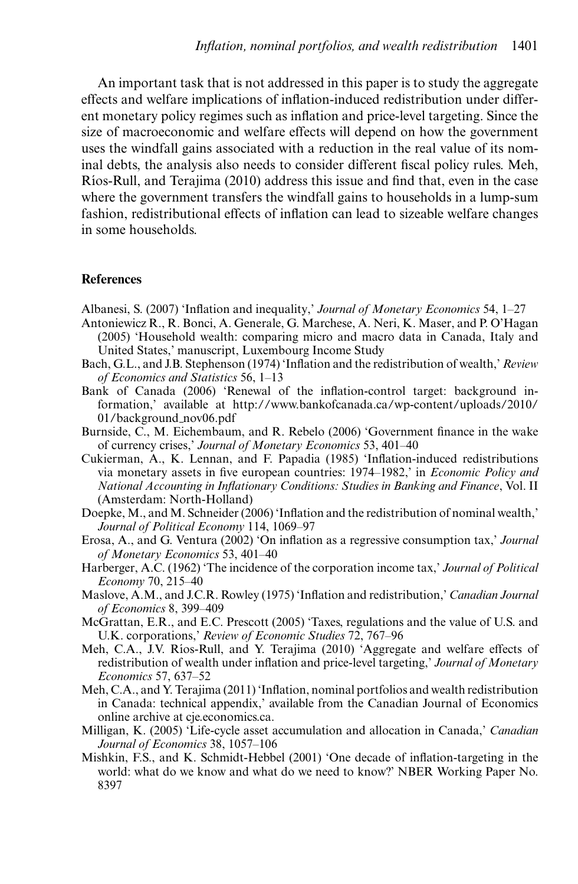An important task that is not addressed in this paper is to study the aggregate effects and welfare implications of inflation-induced redistribution under different monetary policy regimes such as inflation and price-level targeting. Since the size of macroeconomic and welfare effects will depend on how the government uses the windfall gains associated with a reduction in the real value of its nominal debts, the analysis also needs to consider different fiscal policy rules. Meh, Ríos-Rull, and Terajima (2010) address this issue and find that, even in the case where the government transfers the windfall gains to households in a lump-sum fashion, redistributional effects of inflation can lead to sizeable welfare changes in some households.

## References

Albanesi, S. (2007) 'Inflation and inequality,' *Journal of Monetary Economics* 54, 1–27

Antoniewicz R., R. Bonci, A. Generale, G. Marchese, A. Neri, K. Maser, and P. O'Hagan (2005) 'Household wealth: comparing micro and macro data in Canada, Italy and United States,' manuscript, Luxembourg Income Study

Bach, G.L., and J.B. Stephenson (1974) 'Inflation and the redistribution of wealth,' *Review of Economics and Statistics* 56, 1–13

Bank of Canada (2006) 'Renewal of the inflation-control target: background information,' available at http://www.bankofcanada.ca/wp-content/uploads/2010/01/background_nov06.pdf

Burnside, C., M. Eichembaum, and R. Rebelo (2006) 'Government finance in the wake of currency crises,' *Journal of Monetary Economics* 53, 401–40

Cukierman, A., K. Lennan, and F. Papadia (1985) 'Inflation-induced redistributions via monetary assets in five european countries: 1974–1982,' in *Economic Policy and National Accounting in Inflationary Conditions: Studies in Banking and Finance*, Vol. II (Amsterdam: North-Holland)

Doepke, M., and M. Schneider (2006) 'Inflation and the redistribution of nominal wealth,' *Journal of Political Economy* 114, 1069–97

Erosa, A., and G. Ventura (2002) 'On inflation as a regressive consumption tax,' *Journal of Monetary Economics* 53, 401–40

Harberger, A.C. (1962) 'The incidence of the corporation income tax,' *Journal of Political Economy* 70, 215–40

Maslove, A.M., and J.C.R. Rowley (1975) 'Inflation and redistribution,' *Canadian Journal of Economics* 8, 399–409

McGrattan, E.R., and E.C. Prescott (2005) 'Taxes, regulations and the value of U.S. and U.K. corporations,' *Review of Economic Studies* 72, 767–96

Meh, C.A., J.V. Ríos-Rull, and Y. Terajima (2010) 'Aggregate and welfare effects of redistribution of wealth under inflation and price-level targeting,' *Journal of Monetary Economics* 57, 637–52

Meh, C.A., and Y. Terajima (2011) 'Inflation, nominal portfolios and wealth redistribution in Canada: technical appendix,' available from the Canadian Journal of Economics online archive at cje.economics.ca.

Milligan, K. (2005) 'Life-cycle asset accumulation and allocation in Canada,' *Canadian Journal of Economics* 38, 1057–106

Mishkin, F.S., and K. Schmidt-Hebbel (2001) 'One decade of inflation-targeting in the world: what do we know and what do we need to know?' NBER Working Paper No. 8397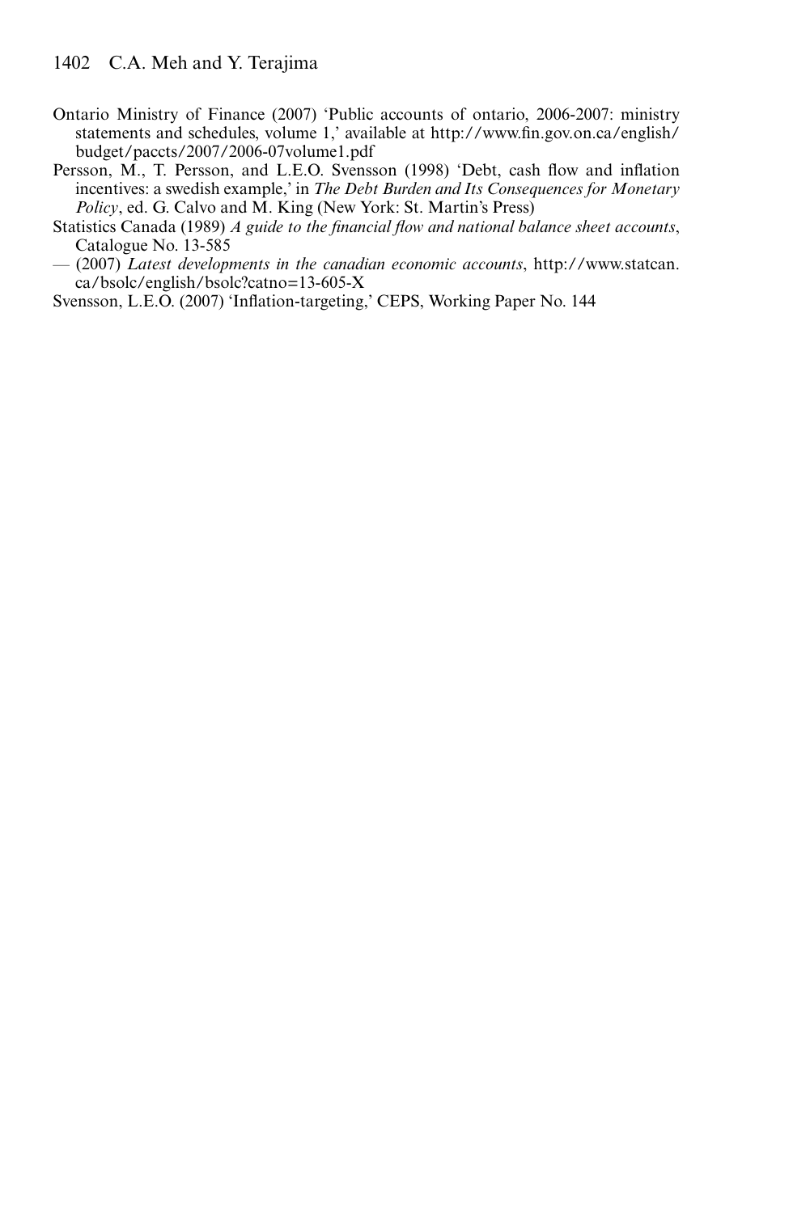Ontario Ministry of Finance (2007) 'Public accounts of ontario, 2006-2007: ministry statements and schedules, volume 1,' available at http://www.fin.gov.on.ca/english/budget/paccts/2007/2006-07volume1.pdf

Persson, M., T. Persson, and L.E.O. Svensson (1998) 'Debt, cash flow and inflation incentives: a swedish example,' in *The Debt Burden and Its Consequences for Monetary Policy*, ed. G. Calvo and M. King (New York: St. Martin's Press)

Statistics Canada (1989) *A guide to the financial flow and national balance sheet accounts*, Catalogue No. 13-585

— (2007) *Latest developments in the canadian economic accounts*, http://www.statcan.ca/bsolc/english/bsolc?catno=13-605-X

Svensson, L.E.O. (2007) 'Inflation-targeting,' CEPS, Working Paper No. 144